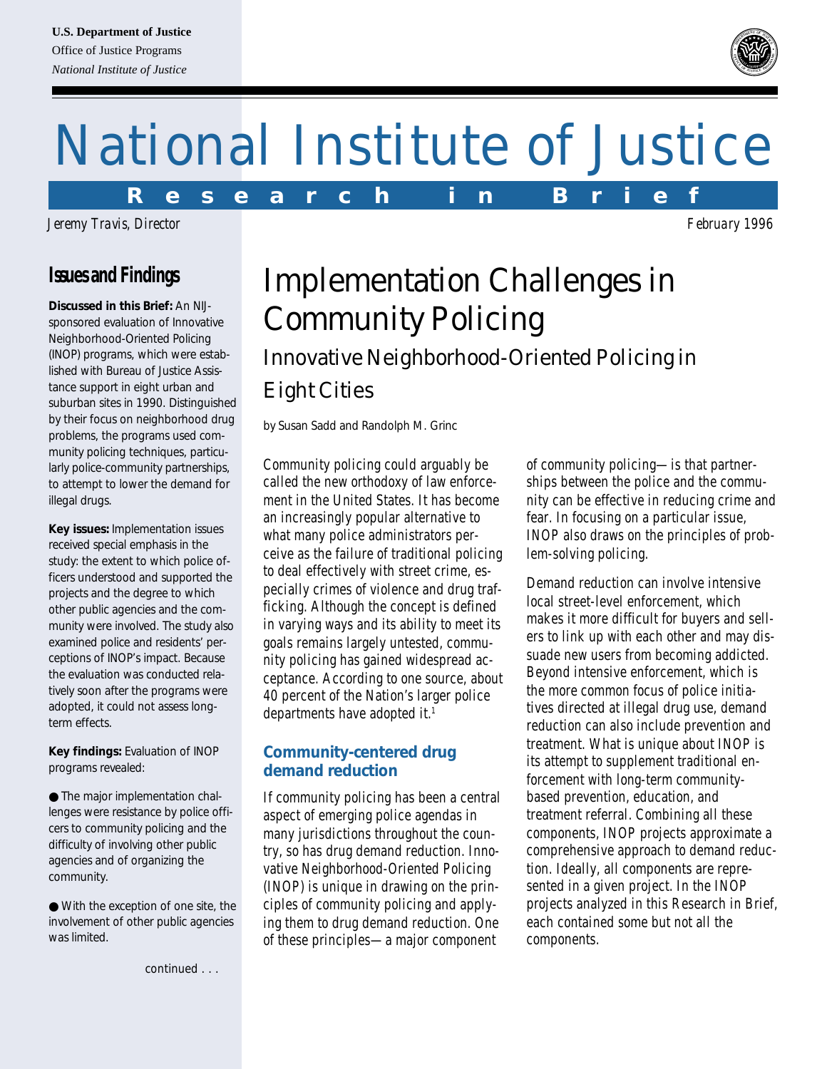**U.S. Department of Justice**
Office of Justice Programs
*National Institute of Justice*

# National Institute of Justice

**Research in Brief**

*Jeremy Travis, Director* — *February 1996*

## Issues and Findings

**Discussed in this Brief:** An NIJ-sponsored evaluation of Innovative Neighborhood-Oriented Policing (INOP) programs, which were established with Bureau of Justice Assistance support in eight urban and suburban sites in 1990. Distinguished by their focus on neighborhood drug problems, the programs used community policing techniques, particularly police-community partnerships, to attempt to lower the demand for illegal drugs.

**Key issues:** Implementation issues received special emphasis in the study: the extent to which police officers understood and supported the projects and the degree to which other public agencies and the community were involved. The study also examined police and residents' perceptions of INOP's impact. Because the evaluation was conducted relatively soon after the programs were adopted, it could not assess long-term effects.

**Key findings:** Evaluation of INOP programs revealed:

- The major implementation challenges were resistance by police officers to community policing and the difficulty of involving other public agencies and of organizing the community.
- With the exception of one site, the involvement of other public agencies was limited.

continued . . .

# Implementation Challenges in Community Policing

## Innovative Neighborhood-Oriented Policing in Eight Cities

by Susan Sadd and Randolph M. Grinc

Community policing could arguably be called the new orthodoxy of law enforcement in the United States. It has become an increasingly popular alternative to what many police administrators perceive as the failure of traditional policing to deal effectively with street crime, especially crimes of violence and drug trafficking. Although the concept is defined in varying ways and its ability to meet its goals remains largely untested, community policing has gained widespread acceptance. According to one source, about 40 percent of the Nation's larger police departments have adopted it.[1]

### Community-centered drug demand reduction

If community policing has been a central aspect of emerging police agendas in many jurisdictions throughout the country, so has drug demand reduction. Innovative Neighborhood-Oriented Policing (INOP) is unique in drawing on the principles of community policing and applying them to drug demand reduction. One of these principles—a major component of community policing—is that partnerships between the police and the community can be effective in reducing crime and fear. In focusing on a particular issue, INOP also draws on the principles of problem-solving policing.

Demand reduction can involve intensive local street-level enforcement, which makes it more difficult for buyers and sellers to link up with each other and may dissuade new users from becoming addicted. Beyond intensive enforcement, which is the more common focus of police initiatives directed at illegal drug use, demand reduction can also include prevention and treatment. What is unique about INOP is its attempt to supplement traditional enforcement with long-term community-based prevention, education, and treatment referral. Combining all these components, INOP projects approximate a comprehensive approach to demand reduction. Ideally, all components are represented in a given project. In the INOP projects analyzed in this Research in Brief, each contained some but not all the components.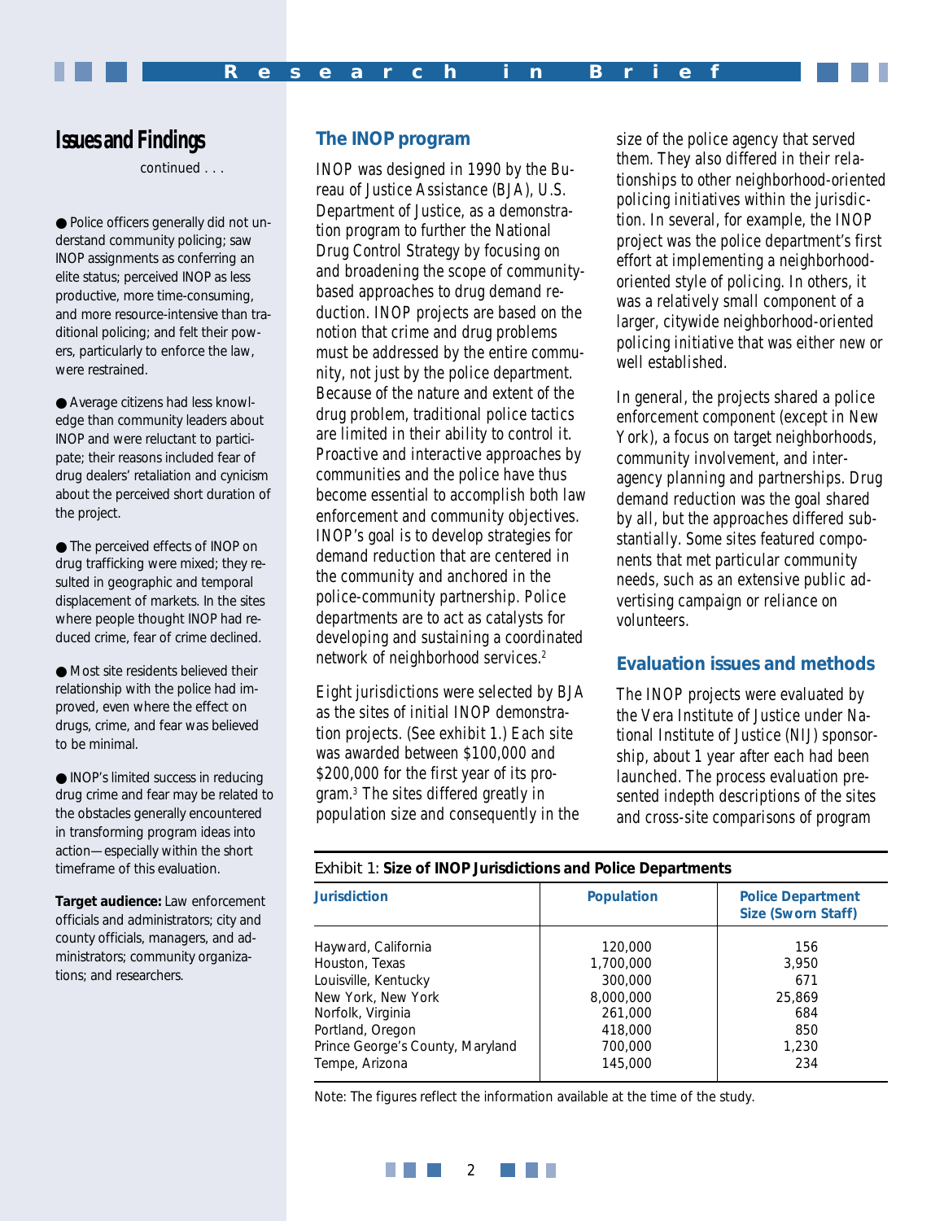## Issues and Findings

continued . . .

- Police officers generally did not understand community policing; saw INOP assignments as conferring an elite status; perceived INOP as less productive, more time-consuming, and more resource-intensive than traditional policing; and felt their powers, particularly to enforce the law, were restrained.

- Average citizens had less knowledge than community leaders about INOP and were reluctant to participate; their reasons included fear of drug dealers' retaliation and cynicism about the perceived short duration of the project.

- The perceived effects of INOP on drug trafficking were mixed; they resulted in geographic and temporal displacement of markets. In the sites where people thought INOP had reduced crime, fear of crime declined.

- Most site residents believed their relationship with the police had improved, even where the effect on drugs, crime, and fear was believed to be minimal.

- INOP's limited success in reducing drug crime and fear may be related to the obstacles generally encountered in transforming program ideas into action—especially within the short timeframe of this evaluation.

**Target audience:** Law enforcement officials and administrators; city and county officials, managers, and administrators; community organizations; and researchers.

## The INOP program

INOP was designed in 1990 by the Bureau of Justice Assistance (BJA), U.S. Department of Justice, as a demonstration program to further the National Drug Control Strategy by focusing on and broadening the scope of community-based approaches to drug demand reduction. INOP projects are based on the notion that crime and drug problems must be addressed by the entire community, not just by the police department. Because of the nature and extent of the drug problem, traditional police tactics are limited in their ability to control it. Proactive and interactive approaches by communities and the police have thus become essential to accomplish both law enforcement and community objectives. INOP's goal is to develop strategies for demand reduction that are centered in the community and anchored in the police-community partnership. Police departments are to act as catalysts for developing and sustaining a coordinated network of neighborhood services.[2]

Eight jurisdictions were selected by BJA as the sites of initial INOP demonstration projects. (See exhibit 1.) Each site was awarded between $100,000 and $200,000 for the first year of its program.[3] The sites differed greatly in population size and consequently in the size of the police agency that served them. They also differed in their relationships to other neighborhood-oriented policing initiatives within the jurisdiction. In several, for example, the INOP project was the police department's first effort at implementing a neighborhood-oriented style of policing. In others, it was a relatively small component of a larger, citywide neighborhood-oriented policing initiative that was either new or well established.

In general, the projects shared a police enforcement component (except in New York), a focus on target neighborhoods, community involvement, and interagency planning and partnerships. Drug demand reduction was the goal shared by all, but the approaches differed substantially. Some sites featured components that met particular community needs, such as an extensive public advertising campaign or reliance on volunteers.

## Evaluation issues and methods

The INOP projects were evaluated by the Vera Institute of Justice under National Institute of Justice (NIJ) sponsorship, about 1 year after each had been launched. The process evaluation presented indepth descriptions of the sites and cross-site comparisons of program

Exhibit 1: **Size of INOP Jurisdictions and Police Departments**

| Jurisdiction | Population | Police Department Size (Sworn Staff) |
|---|---|---|
| Hayward, California | 120,000 | 156 |
| Houston, Texas | 1,700,000 | 3,950 |
| Louisville, Kentucky | 300,000 | 671 |
| New York, New York | 8,000,000 | 25,869 |
| Norfolk, Virginia | 261,000 | 684 |
| Portland, Oregon | 418,000 | 850 |
| Prince George's County, Maryland | 700,000 | 1,230 |
| Tempe, Arizona | 145,000 | 234 |

Note: The figures reflect the information available at the time of the study.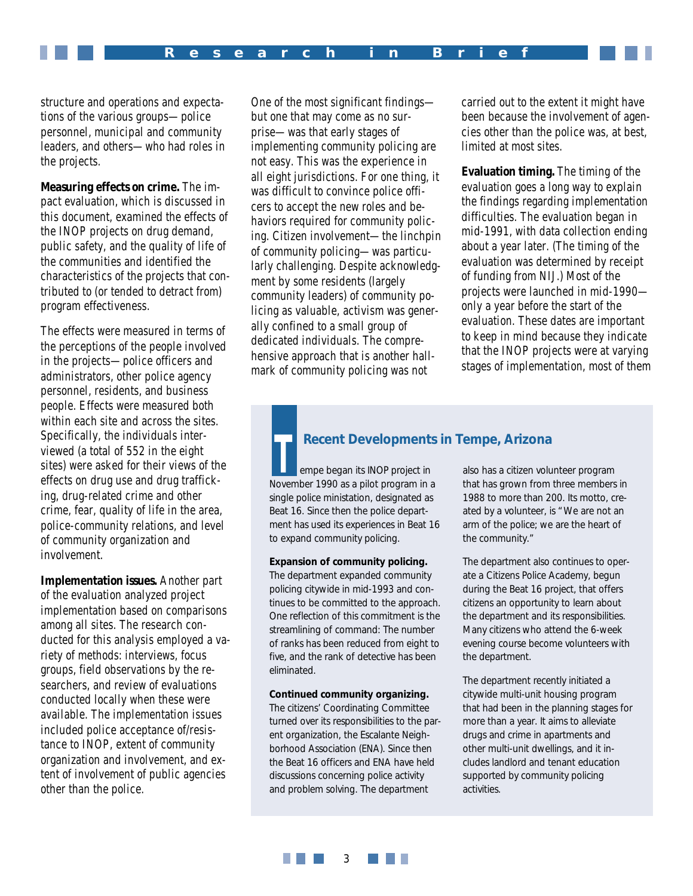structure and operations and expectations of the various groups—police personnel, municipal and community leaders, and others—who had roles in the projects.

**Measuring effects on crime.** The impact evaluation, which is discussed in this document, examined the effects of the INOP projects on drug demand, public safety, and the quality of life of the communities and identified the characteristics of the projects that contributed to (or tended to detract from) program effectiveness.

The effects were measured in terms of the perceptions of the people involved in the projects—police officers and administrators, other police agency personnel, residents, and business people. Effects were measured both within each site and across the sites. Specifically, the individuals interviewed (a total of 552 in the eight sites) were asked for their views of the effects on drug use and drug trafficking, drug-related crime and other crime, fear, quality of life in the area, police-community relations, and level of community organization and involvement.

**Implementation issues.** Another part of the evaluation analyzed project implementation based on comparisons among all sites. The research conducted for this analysis employed a variety of methods: interviews, focus groups, field observations by the researchers, and review of evaluations conducted locally when these were available. The implementation issues included police acceptance of/resistance to INOP, extent of community organization and involvement, and extent of involvement of public agencies other than the police.

One of the most significant findings—but one that may come as no surprise—was that early stages of implementing community policing are not easy. This was the experience in all eight jurisdictions. For one thing, it was difficult to convince police officers to accept the new roles and behaviors required for community policing. Citizen involvement—the linchpin of community policing—was particularly challenging. Despite acknowledgment by some residents (largely community leaders) of community policing as valuable, activism was generally confined to a small group of dedicated individuals. The comprehensive approach that is another hallmark of community policing was not carried out to the extent it might have been because the involvement of agencies other than the police was, at best, limited at most sites.

**Evaluation timing.** The timing of the evaluation goes a long way to explain the findings regarding implementation difficulties. The evaluation began in mid-1991, with data collection ending about a year later. (The timing of the evaluation was determined by receipt of funding from NIJ.) Most of the projects were launched in mid-1990—only a year before the start of the evaluation. These dates are important to keep in mind because they indicate that the INOP projects were at varying stages of implementation, most of them

## Recent Developments in Tempe, Arizona

Tempe began its INOP project in November 1990 as a pilot program in a single police ministation, designated as Beat 16. Since then the police department has used its experiences in Beat 16 to expand community policing.

**Expansion of community policing.** The department expanded community policing citywide in mid-1993 and continues to be committed to the approach. One reflection of this commitment is the streamlining of command: The number of ranks has been reduced from eight to five, and the rank of detective has been eliminated.

**Continued community organizing.** The citizens' Coordinating Committee turned over its responsibilities to the parent organization, the Escalante Neighborhood Association (ENA). Since then the Beat 16 officers and ENA have held discussions concerning police activity and problem solving. The department also has a citizen volunteer program that has grown from three members in 1988 to more than 200. Its motto, created by a volunteer, is "We are not an arm of the police; we are the heart of the community."

The department also continues to operate a Citizens Police Academy, begun during the Beat 16 project, that offers citizens an opportunity to learn about the department and its responsibilities. Many citizens who attend the 6-week evening course become volunteers with the department.

The department recently initiated a citywide multi-unit housing program that had been in the planning stages for more than a year. It aims to alleviate drugs and crime in apartments and other multi-unit dwellings, and it includes landlord and tenant education supported by community policing activities.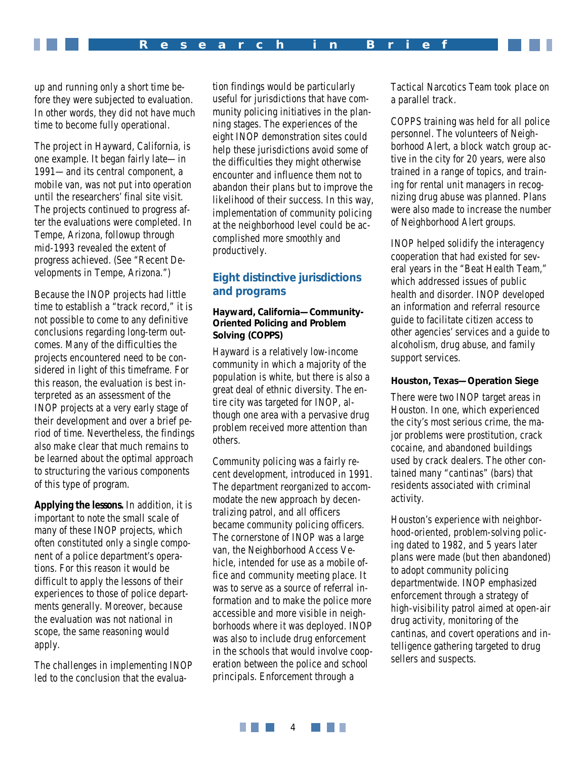up and running only a short time before they were subjected to evaluation. In other words, they did not have much time to become fully operational.

The project in Hayward, California, is one example. It began fairly late—in 1991—and its central component, a mobile van, was not put into operation until the researchers' final site visit. The projects continued to progress after the evaluations were completed. In Tempe, Arizona, followup through mid-1993 revealed the extent of progress achieved. (See "Recent Developments in Tempe, Arizona.")

Because the INOP projects had little time to establish a "track record," it is not possible to come to any definitive conclusions regarding long-term outcomes. Many of the difficulties the projects encountered need to be considered in light of this timeframe. For this reason, the evaluation is best interpreted as an assessment of the INOP projects at a very early stage of their development and over a brief period of time. Nevertheless, the findings also make clear that much remains to be learned about the optimal approach to structuring the various components of this type of program.

**Applying the lessons.** In addition, it is important to note the small scale of many of these INOP projects, which often constituted only a single component of a police department's operations. For this reason it would be difficult to apply the lessons of their experiences to those of police departments generally. Moreover, because the evaluation was not national in scope, the same reasoning would apply.

The challenges in implementing INOP led to the conclusion that the evaluation findings would be particularly useful for jurisdictions that have community policing initiatives in the planning stages. The experiences of the eight INOP demonstration sites could help these jurisdictions avoid some of the difficulties they might otherwise encounter and influence them not to abandon their plans but to improve the likelihood of their success. In this way, implementation of community policing at the neighborhood level could be accomplished more smoothly and productively.

## Eight distinctive jurisdictions and programs

### Hayward, California—Community-Oriented Policing and Problem Solving (COPPS)

Hayward is a relatively low-income community in which a majority of the population is white, but there is also a great deal of ethnic diversity. The entire city was targeted for INOP, although one area with a pervasive drug problem received more attention than others.

Community policing was a fairly recent development, introduced in 1991. The department reorganized to accommodate the new approach by decentralizing patrol, and all officers became community policing officers. The cornerstone of INOP was a large van, the Neighborhood Access Vehicle, intended for use as a mobile office and community meeting place. It was to serve as a source of referral information and to make the police more accessible and more visible in neighborhoods where it was deployed. INOP was also to include drug enforcement in the schools that would involve cooperation between the police and school principals. Enforcement through a Tactical Narcotics Team took place on a parallel track.

COPPS training was held for all police personnel. The volunteers of Neighborhood Alert, a block watch group active in the city for 20 years, were also trained in a range of topics, and training for rental unit managers in recognizing drug abuse was planned. Plans were also made to increase the number of Neighborhood Alert groups.

INOP helped solidify the interagency cooperation that had existed for several years in the "Beat Health Team," which addressed issues of public health and disorder. INOP developed an information and referral resource guide to facilitate citizen access to other agencies' services and a guide to alcoholism, drug abuse, and family support services.

### Houston, Texas—Operation Siege

There were two INOP target areas in Houston. In one, which experienced the city's most serious crime, the major problems were prostitution, crack cocaine, and abandoned buildings used by crack dealers. The other contained many "cantinas" (bars) that residents associated with criminal activity.

Houston's experience with neighborhood-oriented, problem-solving policing dated to 1982, and 5 years later plans were made (but then abandoned) to adopt community policing departmentwide. INOP emphasized enforcement through a strategy of high-visibility patrol aimed at open-air drug activity, monitoring of the cantinas, and covert operations and intelligence gathering targeted to drug sellers and suspects.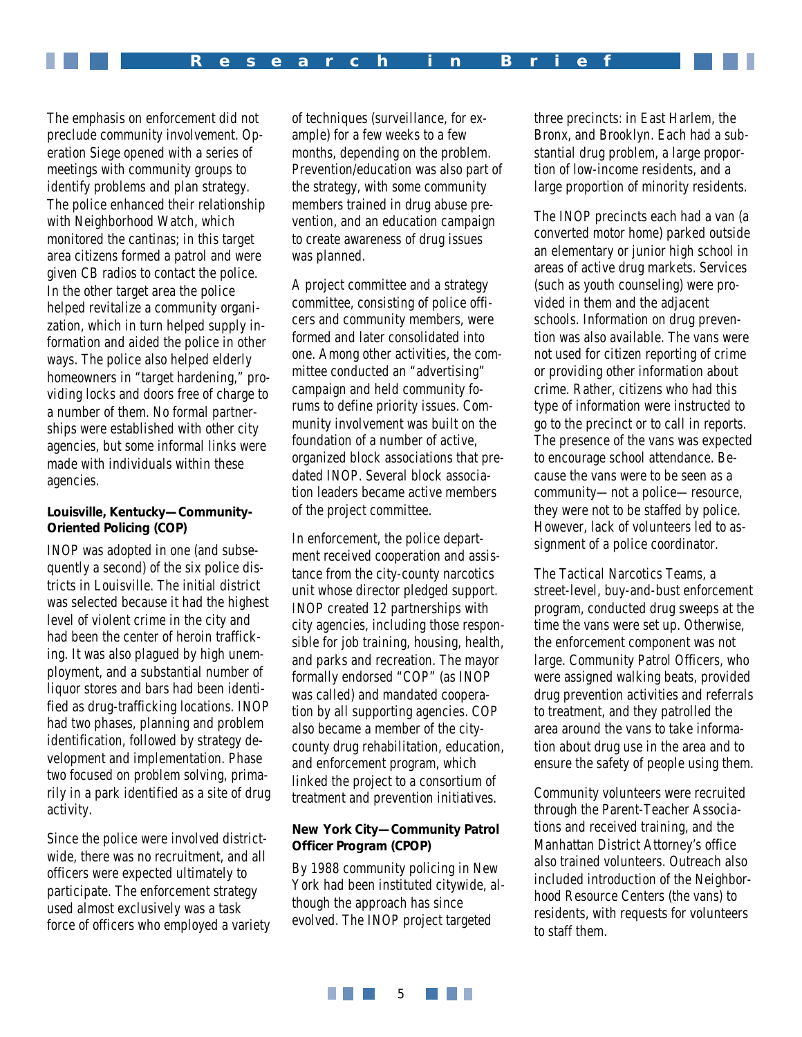The emphasis on enforcement did not preclude community involvement. Operation Siege opened with a series of meetings with community groups to identify problems and plan strategy. The police enhanced their relationship with Neighborhood Watch, which monitored the cantinas; in this target area citizens formed a patrol and were given CB radios to contact the police. In the other target area the police helped revitalize a community organization, which in turn helped supply information and aided the police in other ways. The police also helped elderly homeowners in "target hardening," providing locks and doors free of charge to a number of them. No formal partnerships were established with other city agencies, but some informal links were made with individuals within these agencies.

**Louisville, Kentucky—Community-Oriented Policing (COP)**

INOP was adopted in one (and subsequently a second) of the six police districts in Louisville. The initial district was selected because it had the highest level of violent crime in the city and had been the center of heroin trafficking. It was also plagued by high unemployment, and a substantial number of liquor stores and bars had been identified as drug-trafficking locations. INOP had two phases, planning and problem identification, followed by strategy development and implementation. Phase two focused on problem solving, primarily in a park identified as a site of drug activity.

Since the police were involved districtwide, there was no recruitment, and all officers were expected ultimately to participate. The enforcement strategy used almost exclusively was a task force of officers who employed a variety of techniques (surveillance, for example) for a few weeks to a few months, depending on the problem. Prevention/education was also part of the strategy, with some community members trained in drug abuse prevention, and an education campaign to create awareness of drug issues was planned.

A project committee and a strategy committee, consisting of police officers and community members, were formed and later consolidated into one. Among other activities, the committee conducted an "advertising" campaign and held community forums to define priority issues. Community involvement was built on the foundation of a number of active, organized block associations that predated INOP. Several block association leaders became active members of the project committee.

In enforcement, the police department received cooperation and assistance from the city-county narcotics unit whose director pledged support. INOP created 12 partnerships with city agencies, including those responsible for job training, housing, health, and parks and recreation. The mayor formally endorsed "COP" (as INOP was called) and mandated cooperation by all supporting agencies. COP also became a member of the city-county drug rehabilitation, education, and enforcement program, which linked the project to a consortium of treatment and prevention initiatives.

**New York City—Community Patrol Officer Program (CPOP)**

By 1988 community policing in New York had been instituted citywide, although the approach has since evolved. The INOP project targeted three precincts: in East Harlem, the Bronx, and Brooklyn. Each had a substantial drug problem, a large proportion of low-income residents, and a large proportion of minority residents.

The INOP precincts each had a van (a converted motor home) parked outside an elementary or junior high school in areas of active drug markets. Services (such as youth counseling) were provided in them and the adjacent schools. Information on drug prevention was also available. The vans were not used for citizen reporting of crime or providing other information about crime. Rather, citizens who had this type of information were instructed to go to the precinct or to call in reports. The presence of the vans was expected to encourage school attendance. Because the vans were to be seen as a community—not a police—resource, they were not to be staffed by police. However, lack of volunteers led to assignment of a police coordinator.

The Tactical Narcotics Teams, a street-level, buy-and-bust enforcement program, conducted drug sweeps at the time the vans were set up. Otherwise, the enforcement component was not large. Community Patrol Officers, who were assigned walking beats, provided drug prevention activities and referrals to treatment, and they patrolled the area around the vans to take information about drug use in the area and to ensure the safety of people using them.

Community volunteers were recruited through the Parent-Teacher Associations and received training, and the Manhattan District Attorney's office also trained volunteers. Outreach also included introduction of the Neighborhood Resource Centers (the vans) to residents, with requests for volunteers to staff them.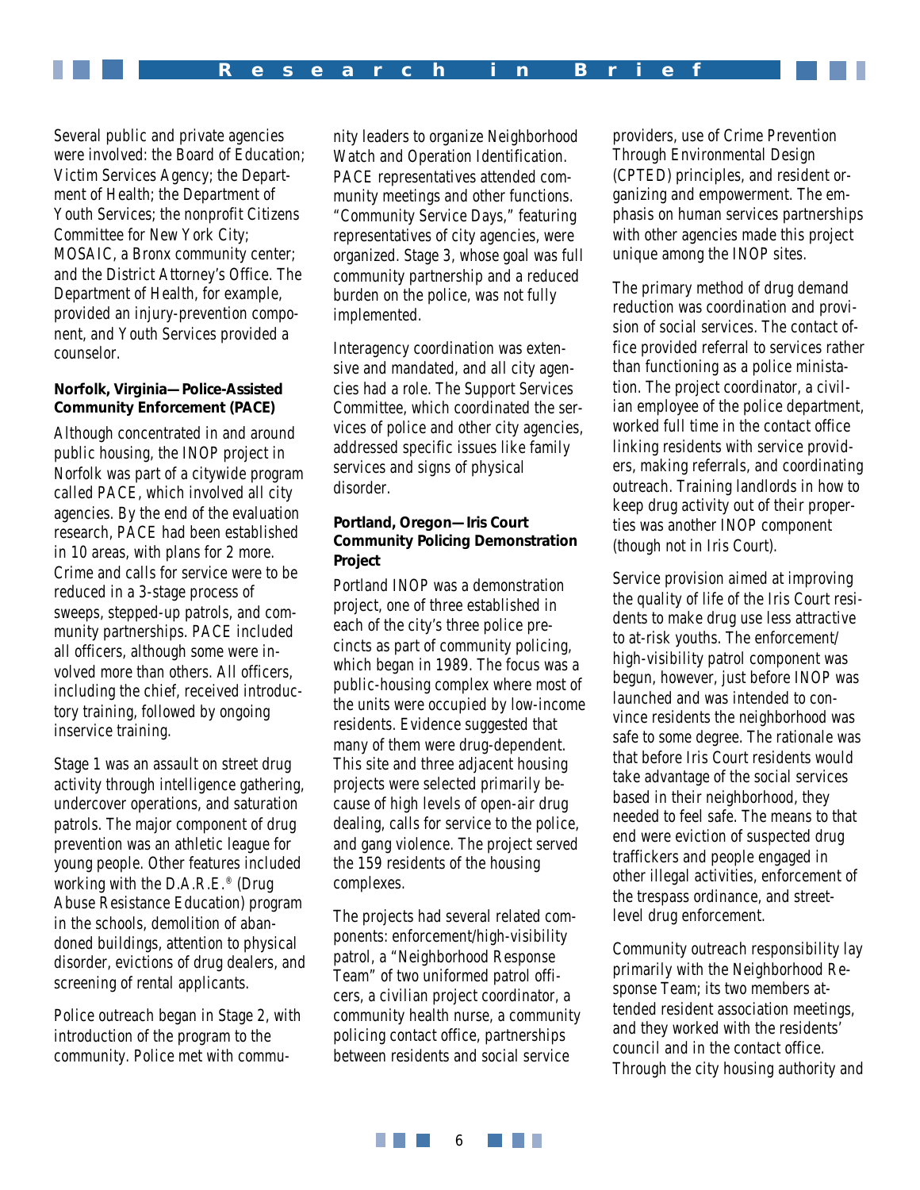Several public and private agencies were involved: the Board of Education; Victim Services Agency; the Department of Health; the Department of Youth Services; the nonprofit Citizens Committee for New York City; MOSAIC, a Bronx community center; and the District Attorney's Office. The Department of Health, for example, provided an injury-prevention component, and Youth Services provided a counselor.

**Norfolk, Virginia—Police-Assisted Community Enforcement (PACE)**

Although concentrated in and around public housing, the INOP project in Norfolk was part of a citywide program called PACE, which involved all city agencies. By the end of the evaluation research, PACE had been established in 10 areas, with plans for 2 more. Crime and calls for service were to be reduced in a 3-stage process of sweeps, stepped-up patrols, and community partnerships. PACE included all officers, although some were involved more than others. All officers, including the chief, received introductory training, followed by ongoing inservice training.

Stage 1 was an assault on street drug activity through intelligence gathering, undercover operations, and saturation patrols. The major component of drug prevention was an athletic league for young people. Other features included working with the D.A.R.E.® (Drug Abuse Resistance Education) program in the schools, demolition of abandoned buildings, attention to physical disorder, evictions of drug dealers, and screening of rental applicants.

Police outreach began in Stage 2, with introduction of the program to the community. Police met with community leaders to organize Neighborhood Watch and Operation Identification. PACE representatives attended community meetings and other functions. "Community Service Days," featuring representatives of city agencies, were organized. Stage 3, whose goal was full community partnership and a reduced burden on the police, was not fully implemented.

Interagency coordination was extensive and mandated, and all city agencies had a role. The Support Services Committee, which coordinated the services of police and other city agencies, addressed specific issues like family services and signs of physical disorder.

**Portland, Oregon—Iris Court Community Policing Demonstration Project**

Portland INOP was a demonstration project, one of three established in each of the city's three police precincts as part of community policing, which began in 1989. The focus was a public-housing complex where most of the units were occupied by low-income residents. Evidence suggested that many of them were drug-dependent. This site and three adjacent housing projects were selected primarily because of high levels of open-air drug dealing, calls for service to the police, and gang violence. The project served the 159 residents of the housing complexes.

The projects had several related components: enforcement/high-visibility patrol, a "Neighborhood Response Team" of two uniformed patrol officers, a civilian project coordinator, a community health nurse, a community policing contact office, partnerships between residents and social service providers, use of Crime Prevention Through Environmental Design (CPTED) principles, and resident organizing and empowerment. The emphasis on human services partnerships with other agencies made this project unique among the INOP sites.

The primary method of drug demand reduction was coordination and provision of social services. The contact office provided referral to services rather than functioning as a police ministation. The project coordinator, a civilian employee of the police department, worked full time in the contact office linking residents with service providers, making referrals, and coordinating outreach. Training landlords in how to keep drug activity out of their properties was another INOP component (though not in Iris Court).

Service provision aimed at improving the quality of life of the Iris Court residents to make drug use less attractive to at-risk youths. The enforcement/high-visibility patrol component was begun, however, just before INOP was launched and was intended to convince residents the neighborhood was safe to some degree. The rationale was that before Iris Court residents would take advantage of the social services based in their neighborhood, they needed to feel safe. The means to that end were eviction of suspected drug traffickers and people engaged in other illegal activities, enforcement of the trespass ordinance, and street-level drug enforcement.

Community outreach responsibility lay primarily with the Neighborhood Response Team; its two members attended resident association meetings, and they worked with the residents' council and in the contact office. Through the city housing authority and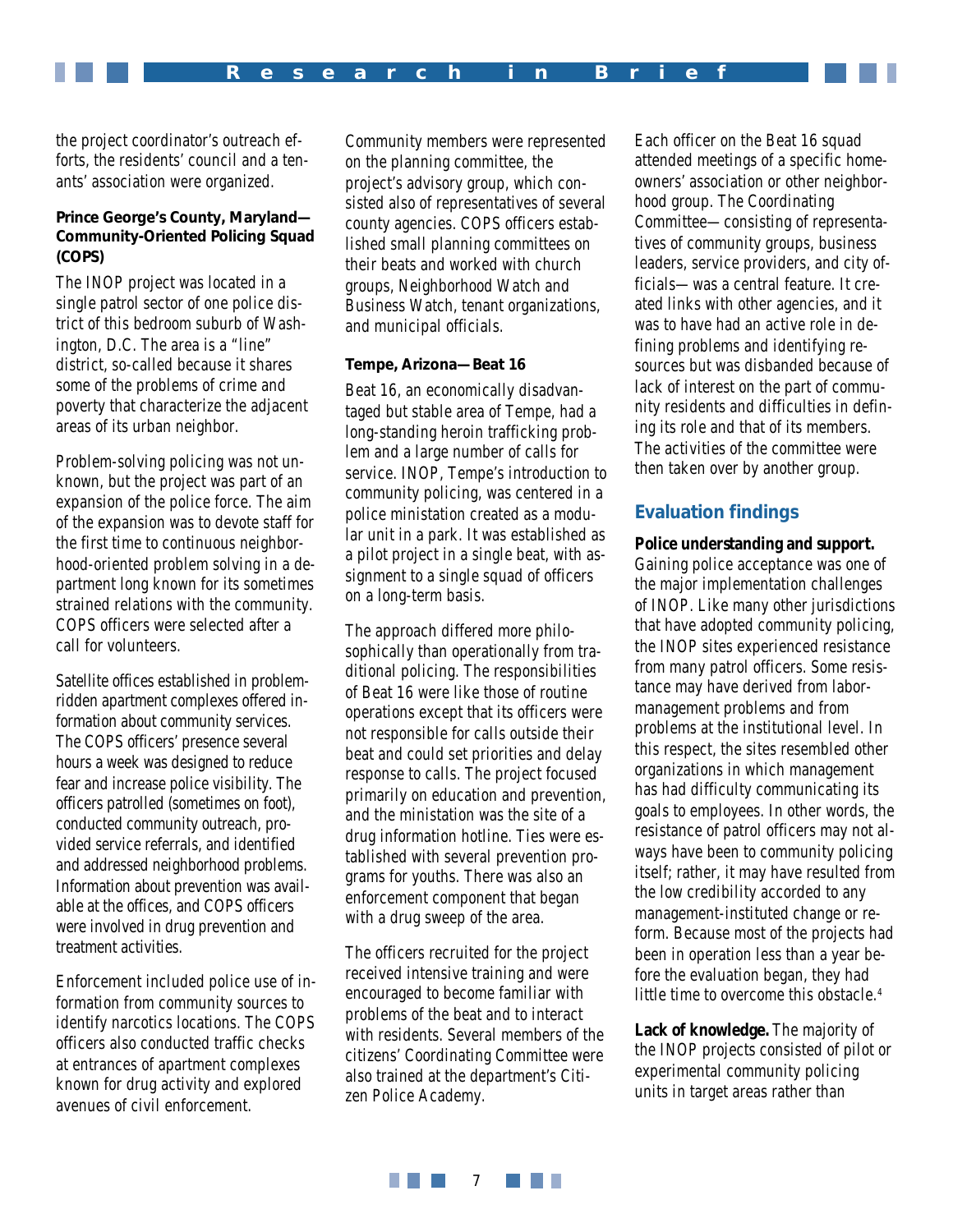the project coordinator's outreach efforts, the residents' council and a tenants' association were organized.

**Prince George's County, Maryland—Community-Oriented Policing Squad (COPS)**

The INOP project was located in a single patrol sector of one police district of this bedroom suburb of Washington, D.C. The area is a "line" district, so-called because it shares some of the problems of crime and poverty that characterize the adjacent areas of its urban neighbor.

Problem-solving policing was not unknown, but the project was part of an expansion of the police force. The aim of the expansion was to devote staff for the first time to continuous neighborhood-oriented problem solving in a department long known for its sometimes strained relations with the community. COPS officers were selected after a call for volunteers.

Satellite offices established in problem-ridden apartment complexes offered information about community services. The COPS officers' presence several hours a week was designed to reduce fear and increase police visibility. The officers patrolled (sometimes on foot), conducted community outreach, provided service referrals, and identified and addressed neighborhood problems. Information about prevention was available at the offices, and COPS officers were involved in drug prevention and treatment activities.

Enforcement included police use of information from community sources to identify narcotics locations. The COPS officers also conducted traffic checks at entrances of apartment complexes known for drug activity and explored avenues of civil enforcement.

Community members were represented on the planning committee, the project's advisory group, which consisted also of representatives of several county agencies. COPS officers established small planning committees on their beats and worked with church groups, Neighborhood Watch and Business Watch, tenant organizations, and municipal officials.

**Tempe, Arizona—Beat 16**

Beat 16, an economically disadvantaged but stable area of Tempe, had a long-standing heroin trafficking problem and a large number of calls for service. INOP, Tempe's introduction to community policing, was centered in a police ministation created as a modular unit in a park. It was established as a pilot project in a single beat, with assignment to a single squad of officers on a long-term basis.

The approach differed more philosophically than operationally from traditional policing. The responsibilities of Beat 16 were like those of routine operations except that its officers were not responsible for calls outside their beat and could set priorities and delay response to calls. The project focused primarily on education and prevention, and the ministation was the site of a drug information hotline. Ties were established with several prevention programs for youths. There was also an enforcement component that began with a drug sweep of the area.

The officers recruited for the project received intensive training and were encouraged to become familiar with problems of the beat and to interact with residents. Several members of the citizens' Coordinating Committee were also trained at the department's Citizen Police Academy.

Each officer on the Beat 16 squad attended meetings of a specific homeowners' association or other neighborhood group. The Coordinating Committee—consisting of representatives of community groups, business leaders, service providers, and city officials—was a central feature. It created links with other agencies, and it was to have had an active role in defining problems and identifying resources but was disbanded because of lack of interest on the part of community residents and difficulties in defining its role and that of its members. The activities of the committee were then taken over by another group.

## Evaluation findings

**Police understanding and support.** Gaining police acceptance was one of the major implementation challenges of INOP. Like many other jurisdictions that have adopted community policing, the INOP sites experienced resistance from many patrol officers. Some resistance may have derived from labor-management problems and from problems at the institutional level. In this respect, the sites resembled other organizations in which management has had difficulty communicating its goals to employees. In other words, the resistance of patrol officers may not always have been to community policing itself; rather, it may have resulted from the low credibility accorded to any management-instituted change or reform. Because most of the projects had been in operation less than a year before the evaluation began, they had little time to overcome this obstacle.[4]

**Lack of knowledge.** The majority of the INOP projects consisted of pilot or experimental community policing units in target areas rather than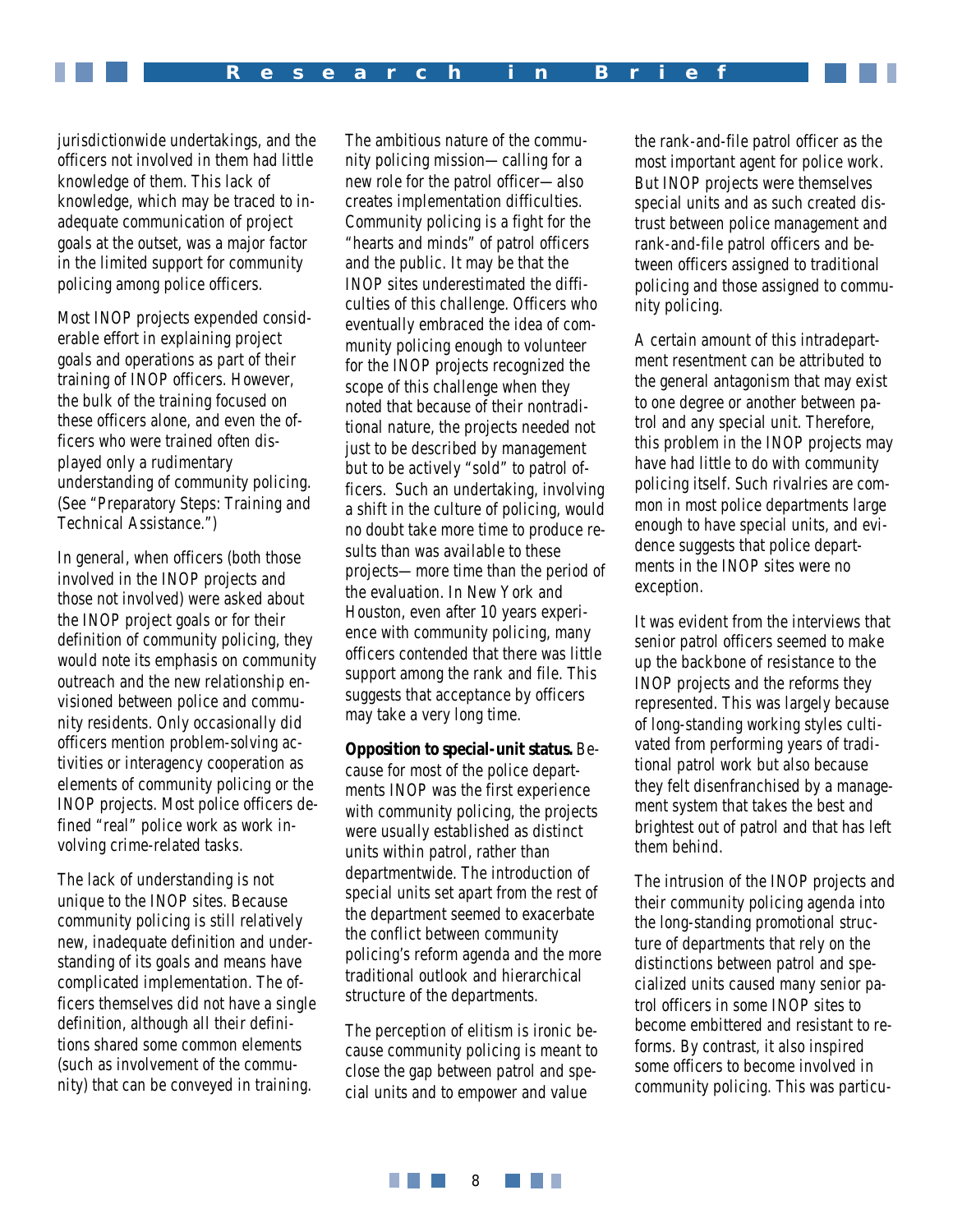jurisdictionwide undertakings, and the officers not involved in them had little knowledge of them. This lack of knowledge, which may be traced to inadequate communication of project goals at the outset, was a major factor in the limited support for community policing among police officers.

Most INOP projects expended considerable effort in explaining project goals and operations as part of their training of INOP officers. However, the bulk of the training focused on these officers alone, and even the officers who were trained often displayed only a rudimentary understanding of community policing. (See "Preparatory Steps: Training and Technical Assistance.")

In general, when officers (both those involved in the INOP projects and those not involved) were asked about the INOP project goals or for their definition of community policing, they would note its emphasis on community outreach and the new relationship envisioned between police and community residents. Only occasionally did officers mention problem-solving activities or interagency cooperation as elements of community policing or the INOP projects. Most police officers defined "real" police work as work involving crime-related tasks.

The lack of understanding is not unique to the INOP sites. Because community policing is still relatively new, inadequate definition and understanding of its goals and means have complicated implementation. The officers themselves did not have a single definition, although all their definitions shared some common elements (such as involvement of the community) that can be conveyed in training.

The ambitious nature of the community policing mission—calling for a new role for the patrol officer—also creates implementation difficulties. Community policing is a fight for the "hearts and minds" of patrol officers and the public. It may be that the INOP sites underestimated the difficulties of this challenge. Officers who eventually embraced the idea of community policing enough to volunteer for the INOP projects recognized the scope of this challenge when they noted that because of their nontraditional nature, the projects needed not just to be described by management but to be actively "sold" to patrol officers. Such an undertaking, involving a shift in the culture of policing, would no doubt take more time to produce results than was available to these projects—more time than the period of the evaluation. In New York and Houston, even after 10 years experience with community policing, many officers contended that there was little support among the rank and file. This suggests that acceptance by officers may take a very long time.

**Opposition to special-unit status.** Because for most of the police departments INOP was the first experience with community policing, the projects were usually established as distinct units within patrol, rather than departmentwide. The introduction of special units set apart from the rest of the department seemed to exacerbate the conflict between community policing's reform agenda and the more traditional outlook and hierarchical structure of the departments.

The perception of elitism is ironic because community policing is meant to close the gap between patrol and special units and to empower and value the rank-and-file patrol officer as the most important agent for police work. But INOP projects were themselves special units and as such created distrust between police management and rank-and-file patrol officers and between officers assigned to traditional policing and those assigned to community policing.

A certain amount of this intradepartment resentment can be attributed to the general antagonism that may exist to one degree or another between patrol and any special unit. Therefore, this problem in the INOP projects may have had little to do with community policing itself. Such rivalries are common in most police departments large enough to have special units, and evidence suggests that police departments in the INOP sites were no exception.

It was evident from the interviews that senior patrol officers seemed to make up the backbone of resistance to the INOP projects and the reforms they represented. This was largely because of long-standing working styles cultivated from performing years of traditional patrol work but also because they felt disenfranchised by a management system that takes the best and brightest out of patrol and that has left them behind.

The intrusion of the INOP projects and their community policing agenda into the long-standing promotional structure of departments that rely on the distinctions between patrol and specialized units caused many senior patrol officers in some INOP sites to become embittered and resistant to reforms. By contrast, it also inspired some officers to become involved in community policing. This was particu-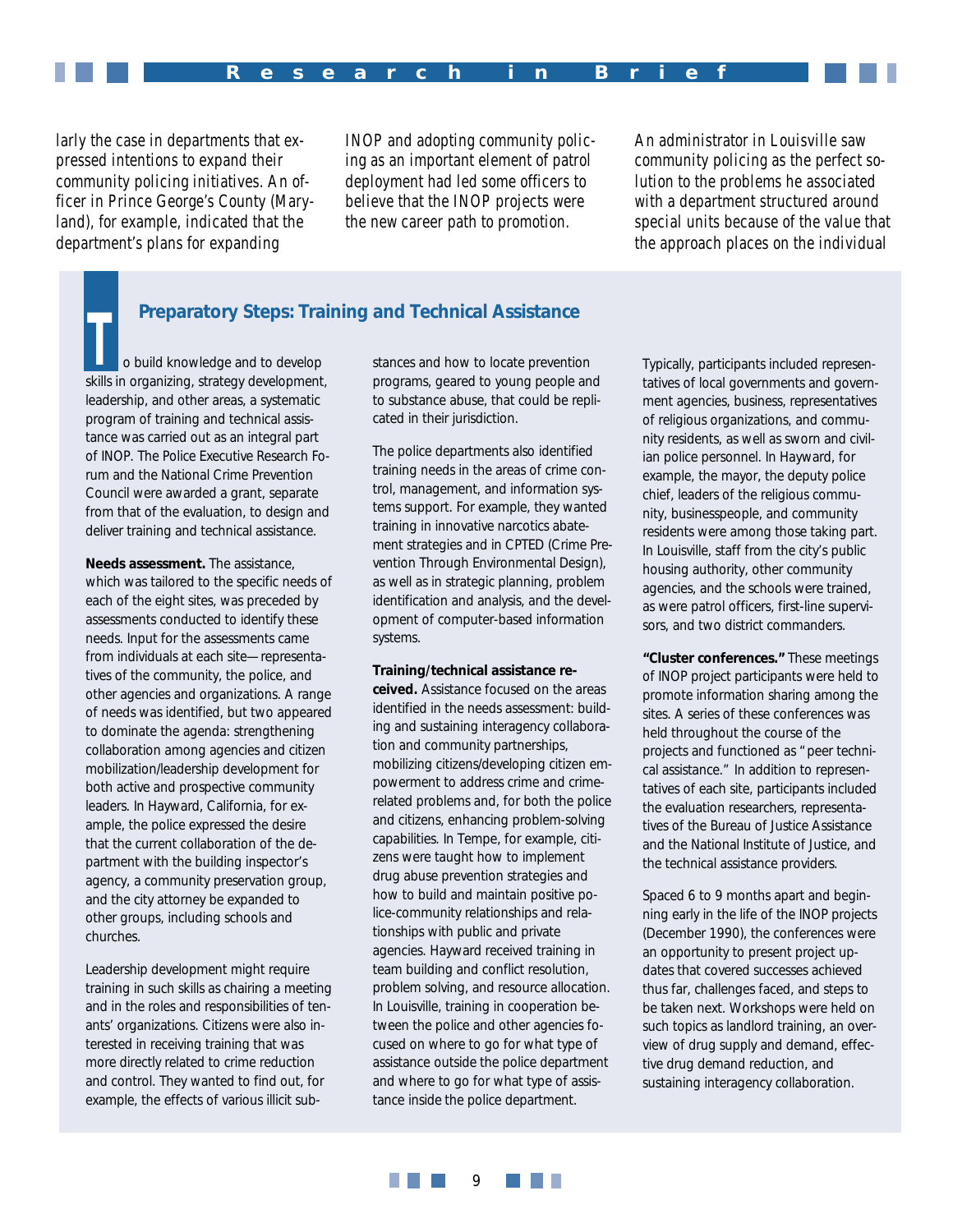larly the case in departments that expressed intentions to expand their community policing initiatives. An officer in Prince George's County (Maryland), for example, indicated that the department's plans for expanding INOP and adopting community policing as an important element of patrol deployment had led some officers to believe that the INOP projects were the new career path to promotion.

An administrator in Louisville saw community policing as the perfect solution to the problems he associated with a department structured around special units because of the value that the approach places on the individual

## Preparatory Steps: Training and Technical Assistance

To build knowledge and to develop skills in organizing, strategy development, leadership, and other areas, a systematic program of training and technical assistance was carried out as an integral part of INOP. The Police Executive Research Forum and the National Crime Prevention Council were awarded a grant, separate from that of the evaluation, to design and deliver training and technical assistance.

**Needs assessment.** The assistance, which was tailored to the specific needs of each of the eight sites, was preceded by assessments conducted to identify these needs. Input for the assessments came from individuals at each site—representatives of the community, the police, and other agencies and organizations. A range of needs was identified, but two appeared to dominate the agenda: strengthening collaboration among agencies and citizen mobilization/leadership development for both active and prospective community leaders. In Hayward, California, for example, the police expressed the desire that the current collaboration of the department with the building inspector's agency, a community preservation group, and the city attorney be expanded to other groups, including schools and churches.

Leadership development might require training in such skills as chairing a meeting and in the roles and responsibilities of tenants' organizations. Citizens were also interested in receiving training that was more directly related to crime reduction and control. They wanted to find out, for example, the effects of various illicit substances and how to locate prevention programs, geared to young people and to substance abuse, that could be replicated in their jurisdiction.

The police departments also identified training needs in the areas of crime control, management, and information systems support. For example, they wanted training in innovative narcotics abatement strategies and in CPTED (Crime Prevention Through Environmental Design), as well as in strategic planning, problem identification and analysis, and the development of computer-based information systems.

**Training/technical assistance received.** Assistance focused on the areas identified in the needs assessment: building and sustaining interagency collaboration and community partnerships, mobilizing citizens/developing citizen empowerment to address crime and crime-related problems and, for both the police and citizens, enhancing problem-solving capabilities. In Tempe, for example, citizens were taught how to implement drug abuse prevention strategies and how to build and maintain positive police-community relationships and relationships with public and private agencies. Hayward received training in team building and conflict resolution, problem solving, and resource allocation. In Louisville, training in cooperation between the police and other agencies focused on where to go for what type of assistance outside the police department and where to go for what type of assistance inside the police department.

Typically, participants included representatives of local governments and government agencies, business, representatives of religious organizations, and community residents, as well as sworn and civilian police personnel. In Hayward, for example, the mayor, the deputy police chief, leaders of the religious community, businesspeople, and community residents were among those taking part. In Louisville, staff from the city's public housing authority, other community agencies, and the schools were trained, as were patrol officers, first-line supervisors, and two district commanders.

**"Cluster conferences."** These meetings of INOP project participants were held to promote information sharing among the sites. A series of these conferences was held throughout the course of the projects and functioned as "peer technical assistance." In addition to representatives of each site, participants included the evaluation researchers, representatives of the Bureau of Justice Assistance and the National Institute of Justice, and the technical assistance providers.

Spaced 6 to 9 months apart and beginning early in the life of the INOP projects (December 1990), the conferences were an opportunity to present project updates that covered successes achieved thus far, challenges faced, and steps to be taken next. Workshops were held on such topics as landlord training, an overview of drug supply and demand, effective drug demand reduction, and sustaining interagency collaboration.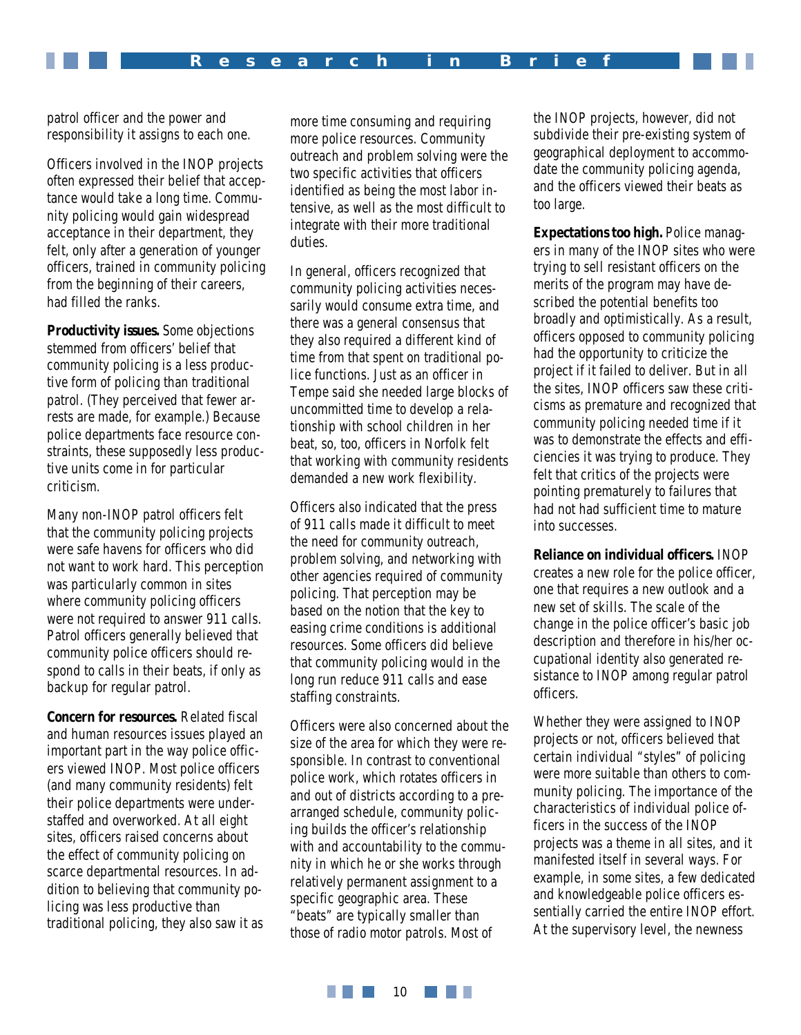patrol officer and the power and responsibility it assigns to each one.

Officers involved in the INOP projects often expressed their belief that acceptance would take a long time. Community policing would gain widespread acceptance in their department, they felt, only after a generation of younger officers, trained in community policing from the beginning of their careers, had filled the ranks.

**Productivity issues.** Some objections stemmed from officers' belief that community policing is a less productive form of policing than traditional patrol. (They perceived that fewer arrests are made, for example.) Because police departments face resource constraints, these supposedly less productive units come in for particular criticism.

Many non-INOP patrol officers felt that the community policing projects were safe havens for officers who did not want to work hard. This perception was particularly common in sites where community policing officers were not required to answer 911 calls. Patrol officers generally believed that community police officers should respond to calls in their beats, if only as backup for regular patrol.

**Concern for resources.** Related fiscal and human resources issues played an important part in the way police officers viewed INOP. Most police officers (and many community residents) felt their police departments were understaffed and overworked. At all eight sites, officers raised concerns about the effect of community policing on scarce departmental resources. In addition to believing that community policing was less productive than traditional policing, they also saw it as more time consuming and requiring more police resources. Community outreach and problem solving were the two specific activities that officers identified as being the most labor intensive, as well as the most difficult to integrate with their more traditional duties.

In general, officers recognized that community policing activities necessarily would consume extra time, and there was a general consensus that they also required a different kind of time from that spent on traditional police functions. Just as an officer in Tempe said she needed large blocks of uncommitted time to develop a relationship with school children in her beat, so, too, officers in Norfolk felt that working with community residents demanded a new work flexibility.

Officers also indicated that the press of 911 calls made it difficult to meet the need for community outreach, problem solving, and networking with other agencies required of community policing. That perception may be based on the notion that the key to easing crime conditions is additional resources. Some officers did believe that community policing would in the long run reduce 911 calls and ease staffing constraints.

Officers were also concerned about the size of the area for which they were responsible. In contrast to conventional police work, which rotates officers in and out of districts according to a prearranged schedule, community policing builds the officer's relationship with and accountability to the community in which he or she works through relatively permanent assignment to a specific geographic area. These "beats" are typically smaller than those of radio motor patrols. Most of the INOP projects, however, did not subdivide their pre-existing system of geographical deployment to accommodate the community policing agenda, and the officers viewed their beats as too large.

**Expectations too high.** Police managers in many of the INOP sites who were trying to sell resistant officers on the merits of the program may have described the potential benefits too broadly and optimistically. As a result, officers opposed to community policing had the opportunity to criticize the project if it failed to deliver. But in all the sites, INOP officers saw these criticisms as premature and recognized that community policing needed time if it was to demonstrate the effects and efficiencies it was trying to produce. They felt that critics of the projects were pointing prematurely to failures that had not had sufficient time to mature into successes.

**Reliance on individual officers.** INOP creates a new role for the police officer, one that requires a new outlook and a new set of skills. The scale of the change in the police officer's basic job description and therefore in his/her occupational identity also generated resistance to INOP among regular patrol officers.

Whether they were assigned to INOP projects or not, officers believed that certain individual "styles" of policing were more suitable than others to community policing. The importance of the characteristics of individual police officers in the success of the INOP projects was a theme in all sites, and it manifested itself in several ways. For example, in some sites, a few dedicated and knowledgeable police officers essentially carried the entire INOP effort. At the supervisory level, the newness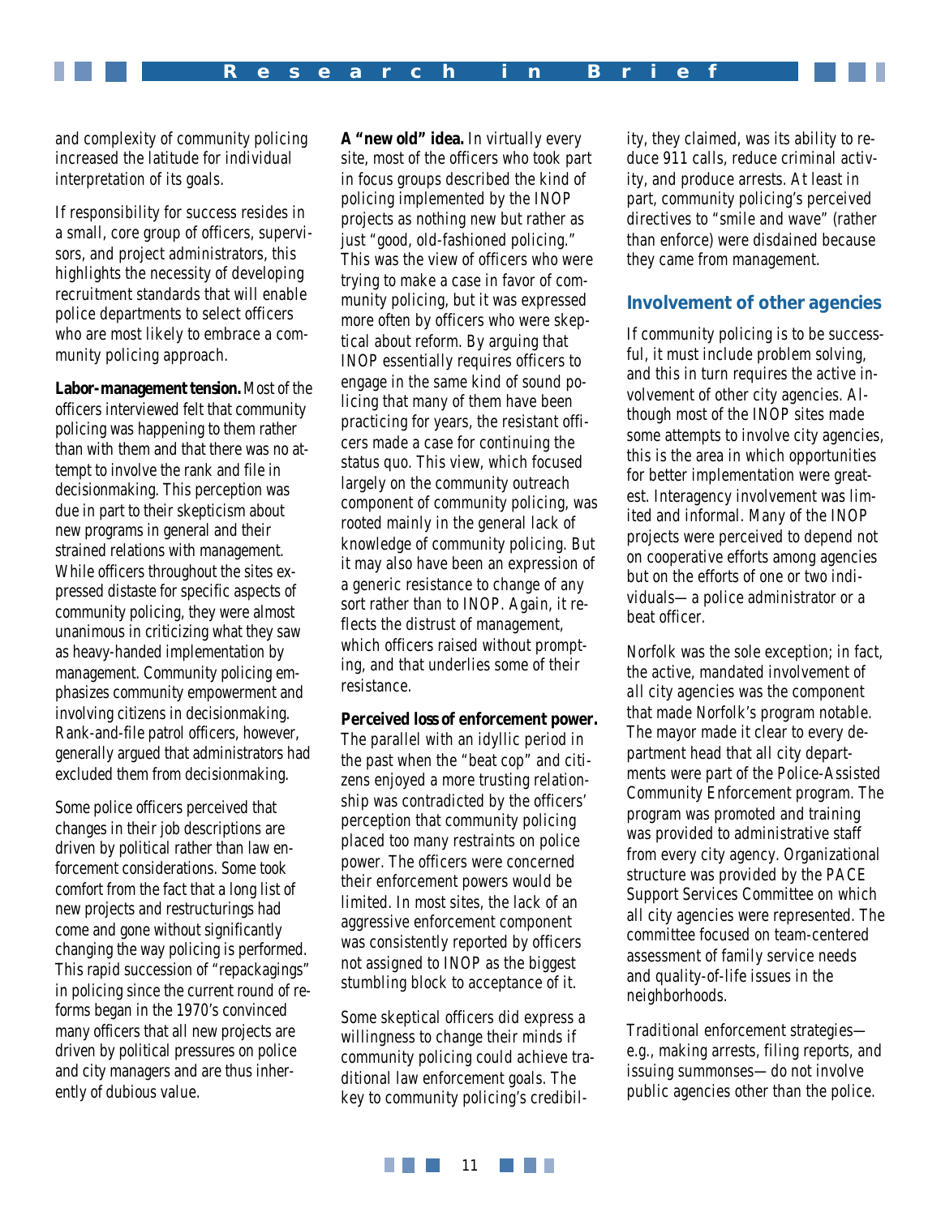and complexity of community policing increased the latitude for individual interpretation of its goals.

If responsibility for success resides in a small, core group of officers, supervisors, and project administrators, this highlights the necessity of developing recruitment standards that will enable police departments to select officers who are most likely to embrace a community policing approach.

**Labor-management tension.** Most of the officers interviewed felt that community policing was happening to them rather than with them and that there was no attempt to involve the rank and file in decisionmaking. This perception was due in part to their skepticism about new programs in general and their strained relations with management. While officers throughout the sites expressed distaste for specific aspects of community policing, they were almost unanimous in criticizing what they saw as heavy-handed implementation by management. Community policing emphasizes community empowerment and involving citizens in decisionmaking. Rank-and-file patrol officers, however, generally argued that administrators had excluded them from decisionmaking.

Some police officers perceived that changes in their job descriptions are driven by political rather than law enforcement considerations. Some took comfort from the fact that a long list of new projects and restructurings had come and gone without significantly changing the way policing is performed. This rapid succession of "repackagings" in policing since the current round of reforms began in the 1970's convinced many officers that all new projects are driven by political pressures on police and city managers and are thus inherently of dubious value.

**A "new old" idea.** In virtually every site, most of the officers who took part in focus groups described the kind of policing implemented by the INOP projects as nothing new but rather as just "good, old-fashioned policing." This was the view of officers who were trying to make a case in favor of community policing, but it was expressed more often by officers who were skeptical about reform. By arguing that INOP essentially requires officers to engage in the same kind of sound policing that many of them have been practicing for years, the resistant officers made a case for continuing the status quo. This view, which focused largely on the community outreach component of community policing, was rooted mainly in the general lack of knowledge of community policing. But it may also have been an expression of a generic resistance to change of any sort rather than to INOP. Again, it reflects the distrust of management, which officers raised without prompting, and that underlies some of their resistance.

**Perceived loss of enforcement power.** The parallel with an idyllic period in the past when the "beat cop" and citizens enjoyed a more trusting relationship was contradicted by the officers' perception that community policing placed too many restraints on police power. The officers were concerned their enforcement powers would be limited. In most sites, the lack of an aggressive enforcement component was consistently reported by officers not assigned to INOP as the biggest stumbling block to acceptance of it.

Some skeptical officers did express a willingness to change their minds if community policing could achieve traditional law enforcement goals. The key to community policing's credibility, they claimed, was its ability to reduce 911 calls, reduce criminal activity, and produce arrests. At least in part, community policing's perceived directives to "smile and wave" (rather than enforce) were disdained because they came from management.

## Involvement of other agencies

If community policing is to be successful, it must include problem solving, and this in turn requires the active involvement of other city agencies. Although most of the INOP sites made some attempts to involve city agencies, this is the area in which opportunities for better implementation were greatest. Interagency involvement was limited and informal. Many of the INOP projects were perceived to depend not on cooperative efforts among agencies but on the efforts of one or two individuals—a police administrator or a beat officer.

Norfolk was the sole exception; in fact, the active, mandated involvement of *all* city agencies was the component that made Norfolk's program notable. The mayor made it clear to every department head that all city departments were part of the Police-Assisted Community Enforcement program. The program was promoted and training was provided to administrative staff from every city agency. Organizational structure was provided by the PACE Support Services Committee on which all city agencies were represented. The committee focused on team-centered assessment of family service needs and quality-of-life issues in the neighborhoods.

Traditional enforcement strategies—e.g., making arrests, filing reports, and issuing summonses—do not involve public agencies other than the police.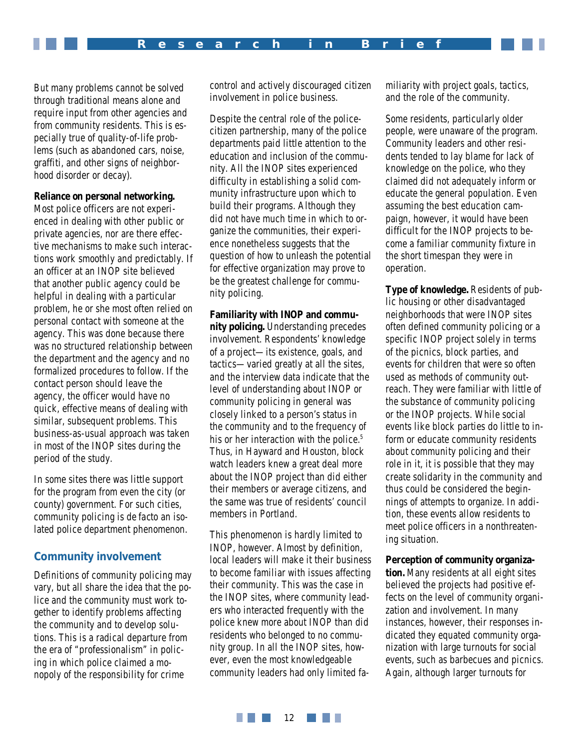But many problems cannot be solved through traditional means alone and require input from other agencies and from community residents. This is especially true of quality-of-life problems (such as abandoned cars, noise, graffiti, and other signs of neighborhood disorder or decay).

**Reliance on personal networking.** Most police officers are not experienced in dealing with other public or private agencies, nor are there effective mechanisms to make such interactions work smoothly and predictably. If an officer at an INOP site believed that another public agency could be helpful in dealing with a particular problem, he or she most often relied on personal contact with someone at the agency. This was done because there was no structured relationship between the department and the agency and no formalized procedures to follow. If the contact person should leave the agency, the officer would have no quick, effective means of dealing with similar, subsequent problems. This business-as-usual approach was taken in most of the INOP sites during the period of the study.

In some sites there was little support for the program from even the city (or county) government. For such cities, community policing is *de facto* an isolated police department phenomenon.

## Community involvement

Definitions of community policing may vary, but all share the idea that the police and the community must work together to identify problems affecting the community and to develop solutions. This is a radical departure from the era of "professionalism" in policing in which police claimed a monopoly of the responsibility for crime control and actively discouraged citizen involvement in police business.

Despite the central role of the police-citizen partnership, many of the police departments paid little attention to the education and inclusion of the community. All the INOP sites experienced difficulty in establishing a solid community infrastructure upon which to build their programs. Although they did not have much time in which to organize the communities, their experience nonetheless suggests that the question of how to unleash the potential for effective organization may prove to be the greatest challenge for community policing.

**Familiarity with INOP and community policing.** Understanding precedes involvement. Respondents' knowledge of a project—its existence, goals, and tactics—varied greatly at all the sites, and the interview data indicate that the level of understanding about INOP or community policing in general was closely linked to a person's status in the community and to the frequency of his or her interaction with the police.[5] Thus, in Hayward and Houston, block watch leaders knew a great deal more about the INOP project than did either their members or average citizens, and the same was true of residents' council members in Portland.

This phenomenon is hardly limited to INOP, however. Almost by definition, local leaders will make it their business to become familiar with issues affecting their community. This was the case in the INOP sites, where community leaders who interacted frequently with the police knew more about INOP than did residents who belonged to no community group. In all the INOP sites, however, even the most knowledgeable community leaders had only limited familiarity with project goals, tactics, and the role of the community.

Some residents, particularly older people, were unaware of the program. Community leaders and other residents tended to lay blame for lack of knowledge on the police, who they claimed did not adequately inform or educate the general population. Even assuming the best education campaign, however, it would have been difficult for the INOP projects to become a familiar community fixture in the short timespan they were in operation.

**Type of knowledge.** Residents of public housing or other disadvantaged neighborhoods that were INOP sites often defined community policing or a specific INOP project solely in terms of the picnics, block parties, and events for children that were so often used as methods of community outreach. They were familiar with little of the substance of community policing or the INOP projects. While social events like block parties do little to inform or educate community residents about community policing and their role in it, it is possible that they may create solidarity in the community and thus could be considered the beginnings of attempts to organize. In addition, these events allow residents to meet police officers in a nonthreatening situation.

**Perception of community organization.** Many residents at all eight sites believed the projects had positive effects on the level of community organization and involvement. In many instances, however, their responses indicated they equated community organization with large turnouts for social events, such as barbecues and picnics. Again, although larger turnouts for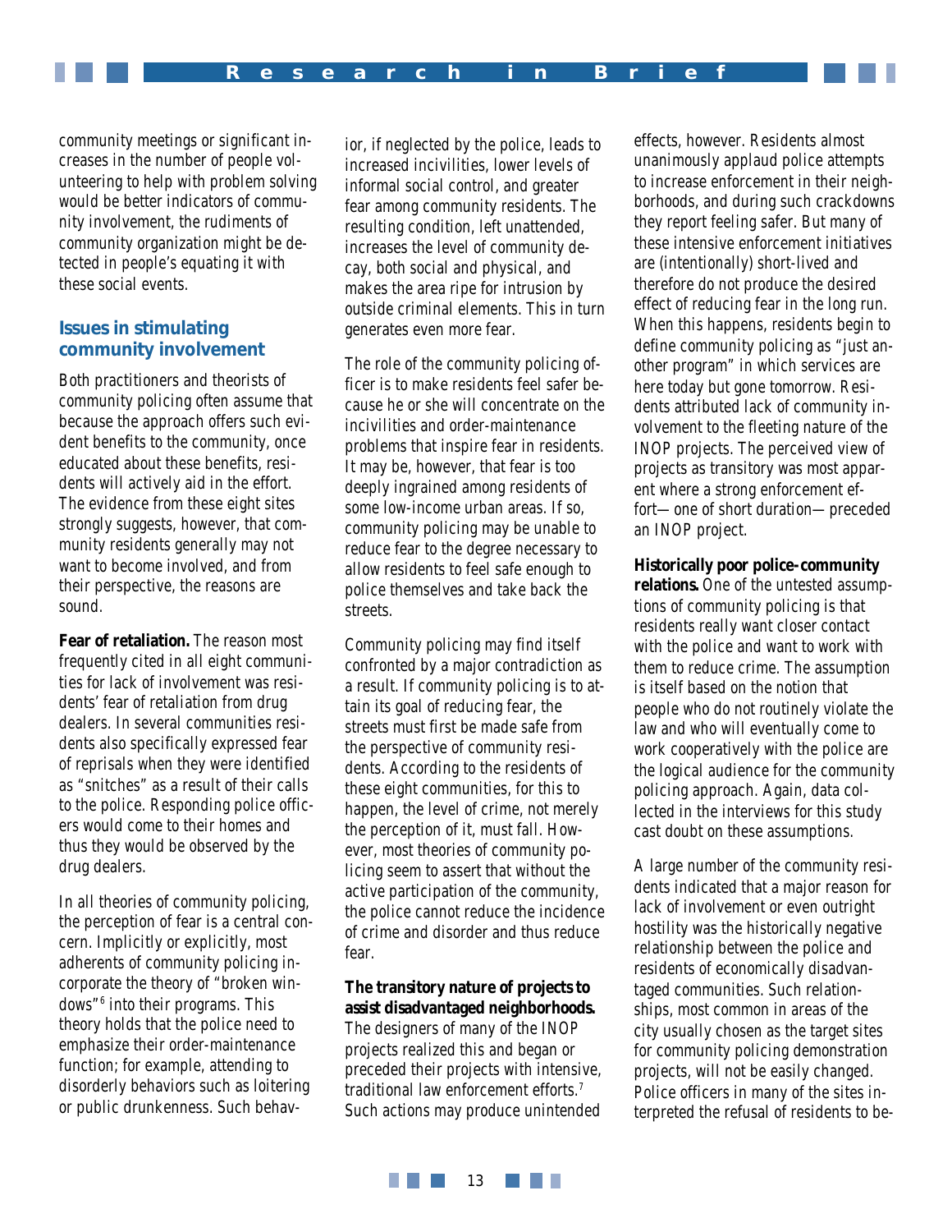community meetings or significant increases in the number of people volunteering to help with problem solving would be better indicators of community involvement, the rudiments of community organization might be detected in people's equating it with these social events.

### Issues in stimulating community involvement

Both practitioners and theorists of community policing often assume that because the approach offers such evident benefits to the community, once educated about these benefits, residents will actively aid in the effort. The evidence from these eight sites strongly suggests, however, that community residents generally may not want to become involved, and from their perspective, the reasons are sound.

**Fear of retaliation.** The reason most frequently cited in all eight communities for lack of involvement was residents' fear of retaliation from drug dealers. In several communities residents also specifically expressed fear of reprisals when they were identified as "snitches" as a result of their calls to the police. Responding police officers would come to their homes and thus they would be observed by the drug dealers.

In all theories of community policing, the perception of fear is a central concern. Implicitly or explicitly, most adherents of community policing incorporate the theory of "broken windows"[6] into their programs. This theory holds that the police need to emphasize their order-maintenance function; for example, attending to disorderly behaviors such as loitering or public drunkenness. Such behavior, if neglected by the police, leads to increased incivilities, lower levels of informal social control, and greater fear among community residents. The resulting condition, left unattended, increases the level of community decay, both social and physical, and makes the area ripe for intrusion by outside criminal elements. This in turn generates even more fear.

The role of the community policing officer is to make residents feel safer because he or she will concentrate on the incivilities and order-maintenance problems that inspire fear in residents. It may be, however, that fear is too deeply ingrained among residents of some low-income urban areas. If so, community policing may be unable to reduce fear to the degree necessary to allow residents to feel safe enough to police themselves and take back the streets.

Community policing may find itself confronted by a major contradiction as a result. If community policing is to attain its goal of reducing fear, the streets must first be made safe from the perspective of community residents. According to the residents of these eight communities, for this to happen, the level of crime, not merely the perception of it, must fall. However, most theories of community policing seem to assert that without the active participation of the community, the police cannot reduce the incidence of crime and disorder and thus reduce fear.

**The transitory nature of projects to assist disadvantaged neighborhoods.** The designers of many of the INOP projects realized this and began or preceded their projects with intensive, traditional law enforcement efforts.[7] Such actions may produce unintended effects, however. Residents almost unanimously applaud police attempts to increase enforcement in their neighborhoods, and during such crackdowns they report feeling safer. But many of these intensive enforcement initiatives are (intentionally) short-lived and therefore do not produce the desired effect of reducing fear in the long run. When this happens, residents begin to define community policing as "just another program" in which services are here today but gone tomorrow. Residents attributed lack of community involvement to the fleeting nature of the INOP projects. The perceived view of projects as transitory was most apparent where a strong enforcement effort—one of short duration—preceded an INOP project.

**Historically poor police-community relations.** One of the untested assumptions of community policing is that residents really want closer contact with the police and want to work with them to reduce crime. The assumption is itself based on the notion that people who do not routinely violate the law and who will eventually come to work cooperatively with the police are the logical audience for the community policing approach. Again, data collected in the interviews for this study cast doubt on these assumptions.

A large number of the community residents indicated that a major reason for lack of involvement or even outright hostility was the historically negative relationship between the police and residents of economically disadvantaged communities. Such relationships, most common in areas of the city usually chosen as the target sites for community policing demonstration projects, will not be easily changed. Police officers in many of the sites interpreted the refusal of residents to be-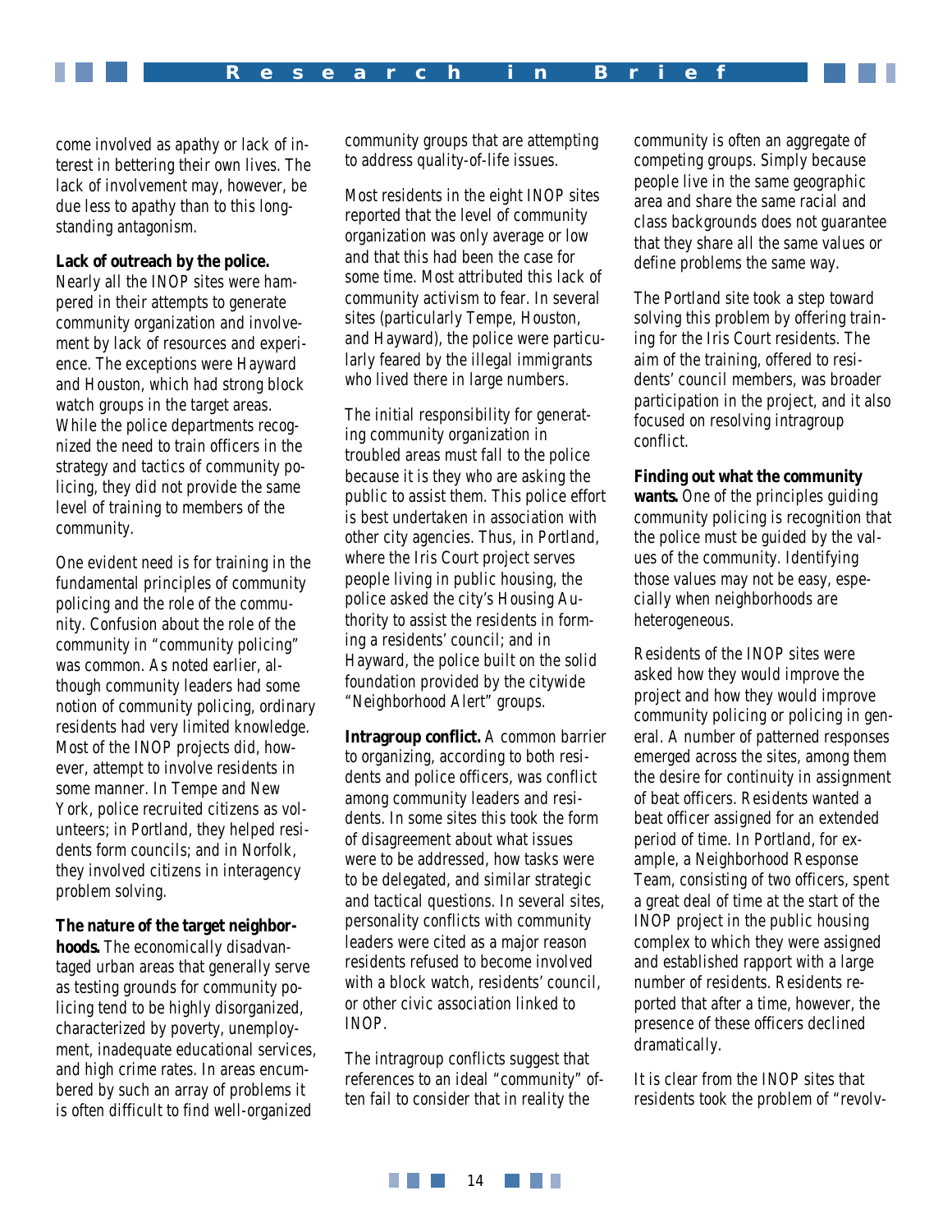come involved as apathy or lack of interest in bettering their own lives. The lack of involvement may, however, be due less to apathy than to this longstanding antagonism.

**Lack of outreach by the police.** Nearly all the INOP sites were hampered in their attempts to generate community organization and involvement by lack of resources and experience. The exceptions were Hayward and Houston, which had strong block watch groups in the target areas. While the police departments recognized the need to train officers in the strategy and tactics of community policing, they did not provide the same level of training to members of the community.

One evident need is for training in the fundamental principles of community policing and the role of the community. Confusion about the role of the community in "community policing" was common. As noted earlier, although community leaders had some notion of community policing, ordinary residents had very limited knowledge. Most of the INOP projects did, however, attempt to involve residents in some manner. In Tempe and New York, police recruited citizens as volunteers; in Portland, they helped residents form councils; and in Norfolk, they involved citizens in interagency problem solving.

**The nature of the target neighborhoods.** The economically disadvantaged urban areas that generally serve as testing grounds for community policing tend to be highly disorganized, characterized by poverty, unemployment, inadequate educational services, and high crime rates. In areas encumbered by such an array of problems it is often difficult to find well-organized community groups that are attempting to address quality-of-life issues.

Most residents in the eight INOP sites reported that the level of community organization was only average or low and that this had been the case for some time. Most attributed this lack of community activism to fear. In several sites (particularly Tempe, Houston, and Hayward), the police were particularly feared by the illegal immigrants who lived there in large numbers.

The initial responsibility for generating community organization in troubled areas must fall to the police because it is they who are asking the public to assist them. This police effort is best undertaken in association with other city agencies. Thus, in Portland, where the Iris Court project serves people living in public housing, the police asked the city's Housing Authority to assist the residents in forming a residents' council; and in Hayward, the police built on the solid foundation provided by the citywide "Neighborhood Alert" groups.

**Intragroup conflict.** A common barrier to organizing, according to both residents and police officers, was conflict among community leaders and residents. In some sites this took the form of disagreement about what issues were to be addressed, how tasks were to be delegated, and similar strategic and tactical questions. In several sites, personality conflicts with community leaders were cited as a major reason residents refused to become involved with a block watch, residents' council, or other civic association linked to INOP.

The intragroup conflicts suggest that references to an ideal "community" often fail to consider that in reality the community is often an aggregate of competing groups. Simply because people live in the same geographic area and share the same racial and class backgrounds does not guarantee that they share all the same values or define problems the same way.

The Portland site took a step toward solving this problem by offering training for the Iris Court residents. The aim of the training, offered to residents' council members, was broader participation in the project, and it also focused on resolving intragroup conflict.

**Finding out what the community wants.** One of the principles guiding community policing is recognition that the police must be guided by the values of the community. Identifying those values may not be easy, especially when neighborhoods are heterogeneous.

Residents of the INOP sites were asked how they would improve the project and how they would improve community policing or policing in general. A number of patterned responses emerged across the sites, among them the desire for continuity in assignment of beat officers. Residents wanted a beat officer assigned for an extended period of time. In Portland, for example, a Neighborhood Response Team, consisting of two officers, spent a great deal of time at the start of the INOP project in the public housing complex to which they were assigned and established rapport with a large number of residents. Residents reported that after a time, however, the presence of these officers declined dramatically.

It is clear from the INOP sites that residents took the problem of "revolv-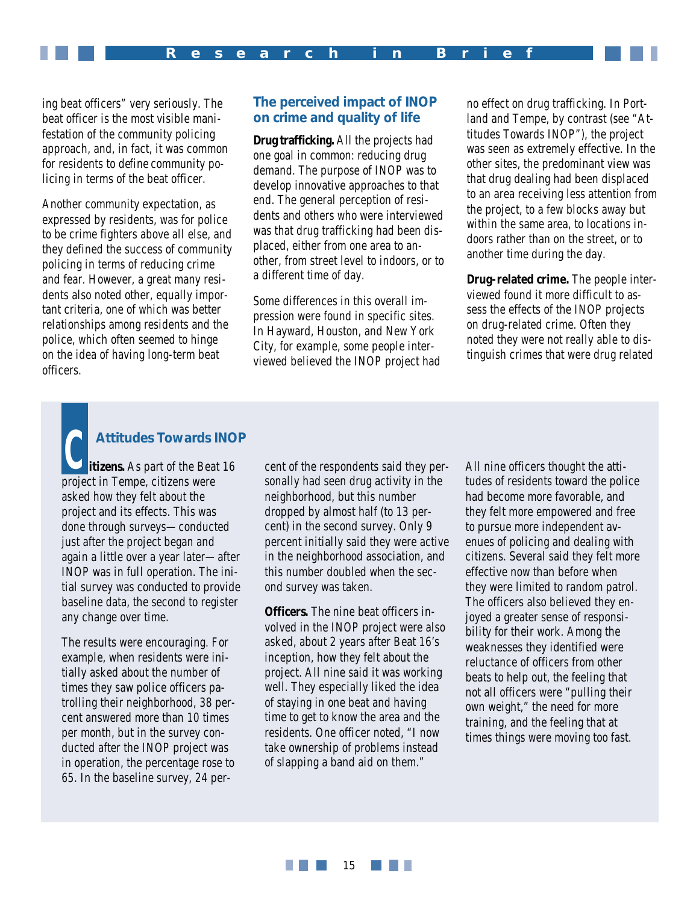ing beat officers" very seriously. The beat officer is the most visible manifestation of the community policing approach, and, in fact, it was common for residents to define community policing in terms of the beat officer.

Another community expectation, as expressed by residents, was for police to be crime fighters above all else, and they defined the success of community policing in terms of reducing crime and fear. However, a great many residents also noted other, equally important criteria, one of which was better relationships among residents and the police, which often seemed to hinge on the idea of having long-term beat officers.

## The perceived impact of INOP on crime and quality of life

**Drug trafficking.** All the projects had one goal in common: reducing drug demand. The purpose of INOP was to develop innovative approaches to that end. The general perception of residents and others who were interviewed was that drug trafficking had been displaced, either from one area to another, from street level to indoors, or to a different time of day.

Some differences in this overall impression were found in specific sites. In Hayward, Houston, and New York City, for example, some people interviewed believed the INOP project had no effect on drug trafficking. In Portland and Tempe, by contrast (see "Attitudes Towards INOP"), the project was seen as extremely effective. In the other sites, the predominant view was that drug dealing had been displaced to an area receiving less attention from the project, to a few blocks away but within the same area, to locations indoors rather than on the street, or to another time during the day.

**Drug-related crime.** The people interviewed found it more difficult to assess the effects of the INOP projects on drug-related crime. Often they noted they were not really able to distinguish crimes that were drug related

### Attitudes Towards INOP

**Citizens.** As part of the Beat 16 project in Tempe, citizens were asked how they felt about the project and its effects. This was done through surveys—conducted just after the project began and again a little over a year later—after INOP was in full operation. The initial survey was conducted to provide baseline data, the second to register any change over time.

The results were encouraging. For example, when residents were initially asked about the number of times they saw police officers patrolling their neighborhood, 38 percent answered more than 10 times per month, but in the survey conducted after the INOP project was in operation, the percentage rose to 65. In the baseline survey, 24 percent of the respondents said they personally had seen drug activity in the neighborhood, but this number dropped by almost half (to 13 percent) in the second survey. Only 9 percent initially said they were active in the neighborhood association, and this number doubled when the second survey was taken.

**Officers.** The nine beat officers involved in the INOP project were also asked, about 2 years after Beat 16's inception, how they felt about the project. All nine said it was working well. They especially liked the idea of staying in one beat and having time to get to know the area and the residents. One officer noted, "I now take ownership of problems instead of slapping a band aid on them."

All nine officers thought the attitudes of residents toward the police had become more favorable, and they felt more empowered and free to pursue more independent avenues of policing and dealing with citizens. Several said they felt more effective now than before when they were limited to random patrol. The officers also believed they enjoyed a greater sense of responsibility for their work. Among the weaknesses they identified were reluctance of officers from other beats to help out, the feeling that not all officers were "pulling their own weight," the need for more training, and the feeling that at times things were moving too fast.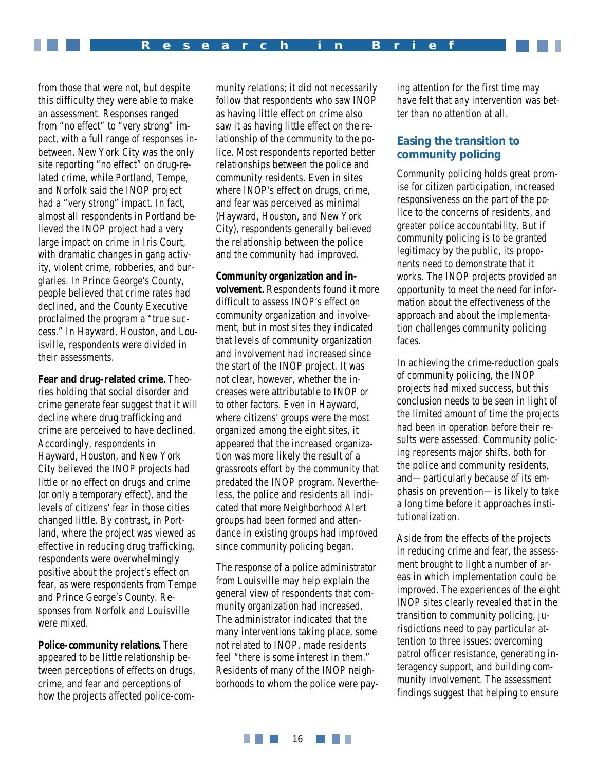from those that were not, but despite this difficulty they were able to make an assessment. Responses ranged from "no effect" to "very strong" impact, with a full range of responses in-between. New York City was the only site reporting "no effect" on drug-related crime, while Portland, Tempe, and Norfolk said the INOP project had a "very strong" impact. In fact, almost all respondents in Portland believed the INOP project had a very large impact on crime in Iris Court, with dramatic changes in gang activity, violent crime, robberies, and burglaries. In Prince George's County, people believed that crime rates had declined, and the County Executive proclaimed the program a "true success." In Hayward, Houston, and Louisville, respondents were divided in their assessments.

**Fear and drug-related crime.** Theories holding that social disorder and crime generate fear suggest that it will decline where drug trafficking and crime are perceived to have declined. Accordingly, respondents in Hayward, Houston, and New York City believed the INOP projects had little or no effect on drugs and crime (or only a temporary effect), and the levels of citizens' fear in those cities changed little. By contrast, in Portland, where the project was viewed as effective in reducing drug trafficking, respondents were overwhelmingly positive about the project's effect on fear, as were respondents from Tempe and Prince George's County. Responses from Norfolk and Louisville were mixed.

**Police-community relations.** There appeared to be little relationship between perceptions of effects on drugs, crime, and fear and perceptions of how the projects affected police-community relations; it did not necessarily follow that respondents who saw INOP as having little effect on crime also saw it as having little effect on the relationship of the community to the police. Most respondents reported better relationships between the police and community residents. Even in sites where INOP's effect on drugs, crime, and fear was perceived as minimal (Hayward, Houston, and New York City), respondents generally believed the relationship between the police and the community had improved.

**Community organization and involvement.** Respondents found it more difficult to assess INOP's effect on community organization and involvement, but in most sites they indicated that levels of community organization and involvement had increased since the start of the INOP project. It was not clear, however, whether the increases were attributable to INOP or to other factors. Even in Hayward, where citizens' groups were the most organized among the eight sites, it appeared that the increased organization was more likely the result of a grassroots effort by the community that predated the INOP program. Nevertheless, the police and residents all indicated that more Neighborhood Alert groups had been formed and attendance in existing groups had improved since community policing began.

The response of a police administrator from Louisville may help explain the general view of respondents that community organization had increased. The administrator indicated that the many interventions taking place, some not related to INOP, made residents feel "there is some interest in them." Residents of many of the INOP neighborhoods to whom the police were paying attention for the first time may have felt that any intervention was better than no attention at all.

## Easing the transition to community policing

Community policing holds great promise for citizen participation, increased responsiveness on the part of the police to the concerns of residents, and greater police accountability. But if community policing is to be granted legitimacy by the public, its proponents need to demonstrate that it works. The INOP projects provided an opportunity to meet the need for information about the effectiveness of the approach and about the implementation challenges community policing faces.

In achieving the crime-reduction goals of community policing, the INOP projects had mixed success, but this conclusion needs to be seen in light of the limited amount of time the projects had been in operation before their results were assessed. Community policing represents major shifts, both for the police and community residents, and—particularly because of its emphasis on prevention—is likely to take a long time before it approaches institutionalization.

Aside from the effects of the projects in reducing crime and fear, the assessment brought to light a number of areas in which implementation could be improved. The experiences of the eight INOP sites clearly revealed that in the transition to community policing, jurisdictions need to pay particular attention to three issues: overcoming patrol officer resistance, generating interagency support, and building community involvement. The assessment findings suggest that helping to ensure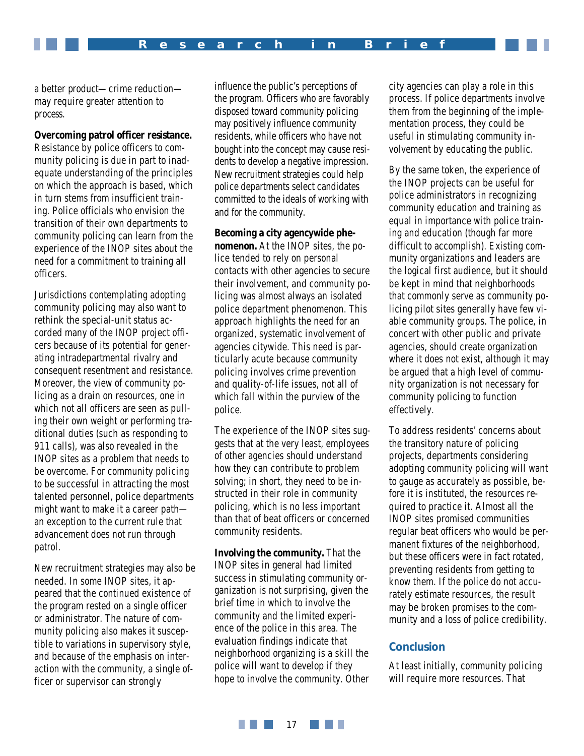a better product—crime reduction—may require greater attention to process.

**Overcoming patrol officer resistance.** Resistance by police officers to community policing is due in part to inadequate understanding of the principles on which the approach is based, which in turn stems from insufficient training. Police officials who envision the transition of their own departments to community policing can learn from the experience of the INOP sites about the need for a commitment to training all officers.

Jurisdictions contemplating adopting community policing may also want to rethink the special-unit status accorded many of the INOP project officers because of its potential for generating intradepartmental rivalry and consequent resentment and resistance. Moreover, the view of community policing as a drain on resources, one in which not all officers are seen as pulling their own weight or performing traditional duties (such as responding to 911 calls), was also revealed in the INOP sites as a problem that needs to be overcome. For community policing to be successful in attracting the most talented personnel, police departments might want to make it a career path—an exception to the current rule that advancement does not run through patrol.

New recruitment strategies may also be needed. In some INOP sites, it appeared that the continued existence of the program rested on a single officer or administrator. The nature of community policing also makes it susceptible to variations in supervisory style, and because of the emphasis on interaction with the community, a single officer or supervisor can strongly influence the public's perceptions of the program. Officers who are favorably disposed toward community policing may positively influence community residents, while officers who have not bought into the concept may cause residents to develop a negative impression. New recruitment strategies could help police departments select candidates committed to the ideals of working with and for the community.

**Becoming a city agencywide phenomenon.** At the INOP sites, the police tended to rely on personal contacts with other agencies to secure their involvement, and community policing was almost always an isolated police department phenomenon. This approach highlights the need for an organized, systematic involvement of agencies citywide. This need is particularly acute because community policing involves crime prevention and quality-of-life issues, not all of which fall within the purview of the police.

The experience of the INOP sites suggests that at the very least, employees of other agencies should understand how they can contribute to problem solving; in short, they need to be instructed in their role in community policing, which is no less important than that of beat officers or concerned community residents.

**Involving the community.** That the INOP sites in general had limited success in stimulating community organization is not surprising, given the brief time in which to involve the community and the limited experience of the police in this area. The evaluation findings indicate that neighborhood organizing is a skill the police will want to develop if they hope to involve the community. Other city agencies can play a role in this process. If police departments involve them from the beginning of the implementation process, they could be useful in stimulating community involvement by educating the public.

By the same token, the experience of the INOP projects can be useful for police administrators in recognizing community education and training as equal in importance with police training and education (though far more difficult to accomplish). Existing community organizations and leaders are the logical first audience, but it should be kept in mind that neighborhoods that commonly serve as community policing pilot sites generally have few viable community groups. The police, in concert with other public and private agencies, should create organization where it does not exist, although it may be argued that a high level of community organization is not necessary for community policing to function effectively.

To address residents' concerns about the transitory nature of policing projects, departments considering adopting community policing will want to gauge as accurately as possible, before it is instituted, the resources required to practice it. Almost all the INOP sites promised communities regular beat officers who would be permanent fixtures of the neighborhood, but these officers were in fact rotated, preventing residents from getting to know them. If the police do not accurately estimate resources, the result may be broken promises to the community and a loss of police credibility.

## Conclusion

At least initially, community policing will require more resources. That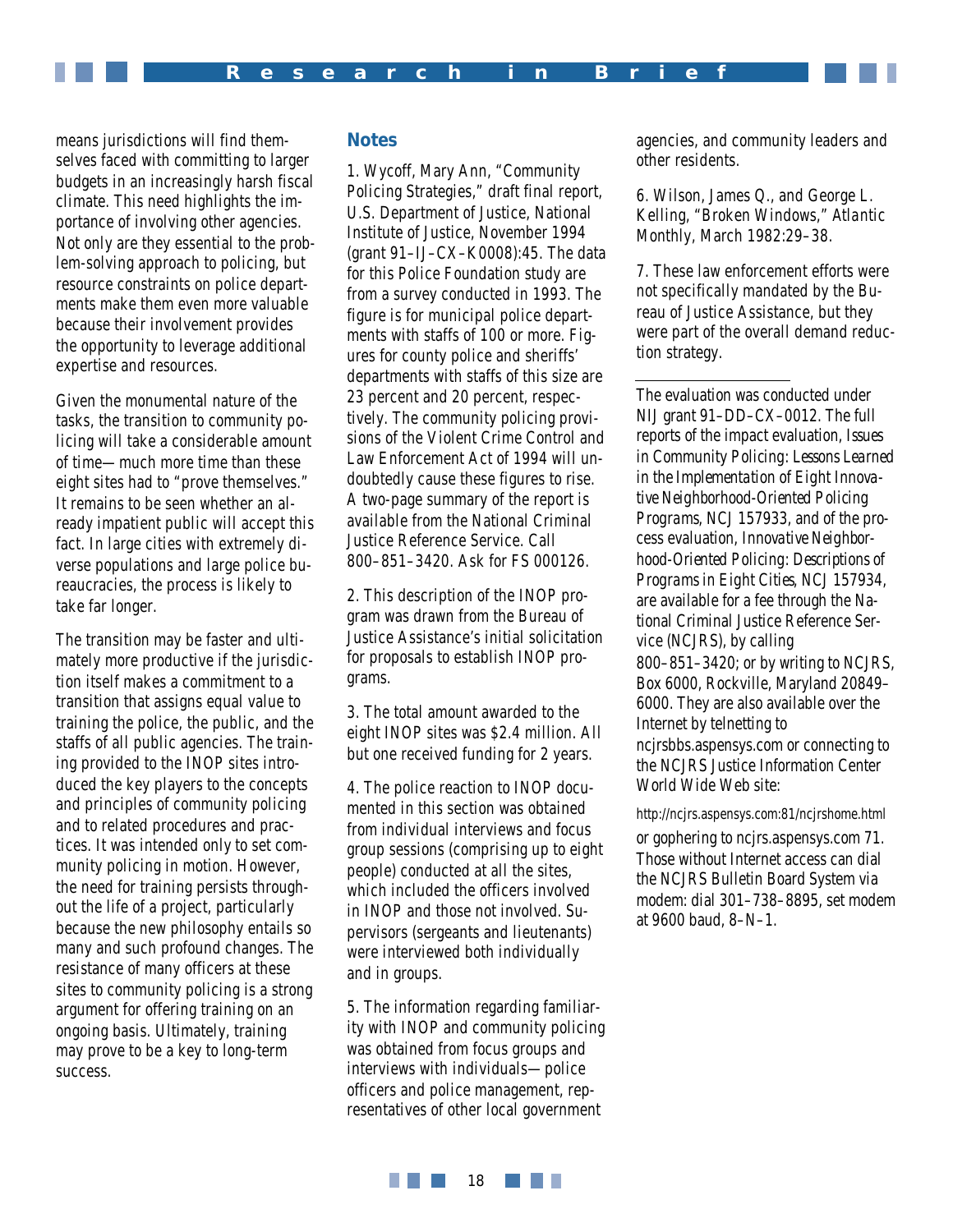means jurisdictions will find themselves faced with committing to larger budgets in an increasingly harsh fiscal climate. This need highlights the importance of involving other agencies. Not only are they essential to the problem-solving approach to policing, but resource constraints on police departments make them even more valuable because their involvement provides the opportunity to leverage additional expertise and resources.

Given the monumental nature of the tasks, the transition to community policing will take a considerable amount of time—much more time than these eight sites had to "prove themselves." It remains to be seen whether an already impatient public will accept this fact. In large cities with extremely diverse populations and large police bureaucracies, the process is likely to take far longer.

The transition may be faster and ultimately more productive if the jurisdiction itself makes a commitment to a transition that assigns equal value to training the police, the public, and the staffs of all public agencies. The training provided to the INOP sites introduced the key players to the concepts and principles of community policing and to related procedures and practices. It was intended only to set community policing in motion. However, the need for training persists throughout the life of a project, particularly because the new philosophy entails so many and such profound changes. The resistance of many officers at these sites to community policing is a strong argument for offering training on an ongoing basis. Ultimately, training may prove to be a key to long-term success.

## Notes

1. Wycoff, Mary Ann, "Community Policing Strategies," draft final report, U.S. Department of Justice, National Institute of Justice, November 1994 (grant 91–IJ–CX–K0008):45. The data for this Police Foundation study are from a survey conducted in 1993. The figure is for municipal police departments with staffs of 100 or more. Figures for county police and sheriffs' departments with staffs of this size are 23 percent and 20 percent, respectively. The community policing provisions of the Violent Crime Control and Law Enforcement Act of 1994 will undoubtedly cause these figures to rise. A two-page summary of the report is available from the National Criminal Justice Reference Service. Call 800–851–3420. Ask for FS 000126.

2. This description of the INOP program was drawn from the Bureau of Justice Assistance's initial solicitation for proposals to establish INOP programs.

3. The total amount awarded to the eight INOP sites was $2.4 million. All but one received funding for 2 years.

4. The police reaction to INOP documented in this section was obtained from individual interviews and focus group sessions (comprising up to eight people) conducted at all the sites, which included the officers involved in INOP and those not involved. Supervisors (sergeants and lieutenants) were interviewed both individually and in groups.

5. The information regarding familiarity with INOP and community policing was obtained from focus groups and interviews with individuals—police officers and police management, representatives of other local government agencies, and community leaders and other residents.

6. Wilson, James Q., and George L. Kelling, "Broken Windows," *Atlantic Monthly*, March 1982:29–38.

7. These law enforcement efforts were not specifically mandated by the Bureau of Justice Assistance, but they were part of the overall demand reduction strategy.

---

The evaluation was conducted under NIJ grant 91–DD–CX–0012. The full reports of the impact evaluation, *Issues in Community Policing: Lessons Learned in the Implementation of Eight Innovative Neighborhood-Oriented Policing Programs*, NCJ 157933, and of the process evaluation, *Innovative Neighborhood-Oriented Policing: Descriptions of Programs in Eight Cities*, NCJ 157934, are available for a fee through the National Criminal Justice Reference Service (NCJRS), by calling 800–851–3420; or by writing to NCJRS, Box 6000, Rockville, Maryland 20849–6000. They are also available over the Internet by telnetting to ncjrsbbs.aspensys.com or connecting to the NCJRS Justice Information Center World Wide Web site:

http://ncjrs.aspensys.com:81/ncjrshome.html

or gophering to ncjrs.aspensys.com 71. Those without Internet access can dial the NCJRS Bulletin Board System via modem: dial 301–738–8895, set modem at 9600 baud, 8–N–1.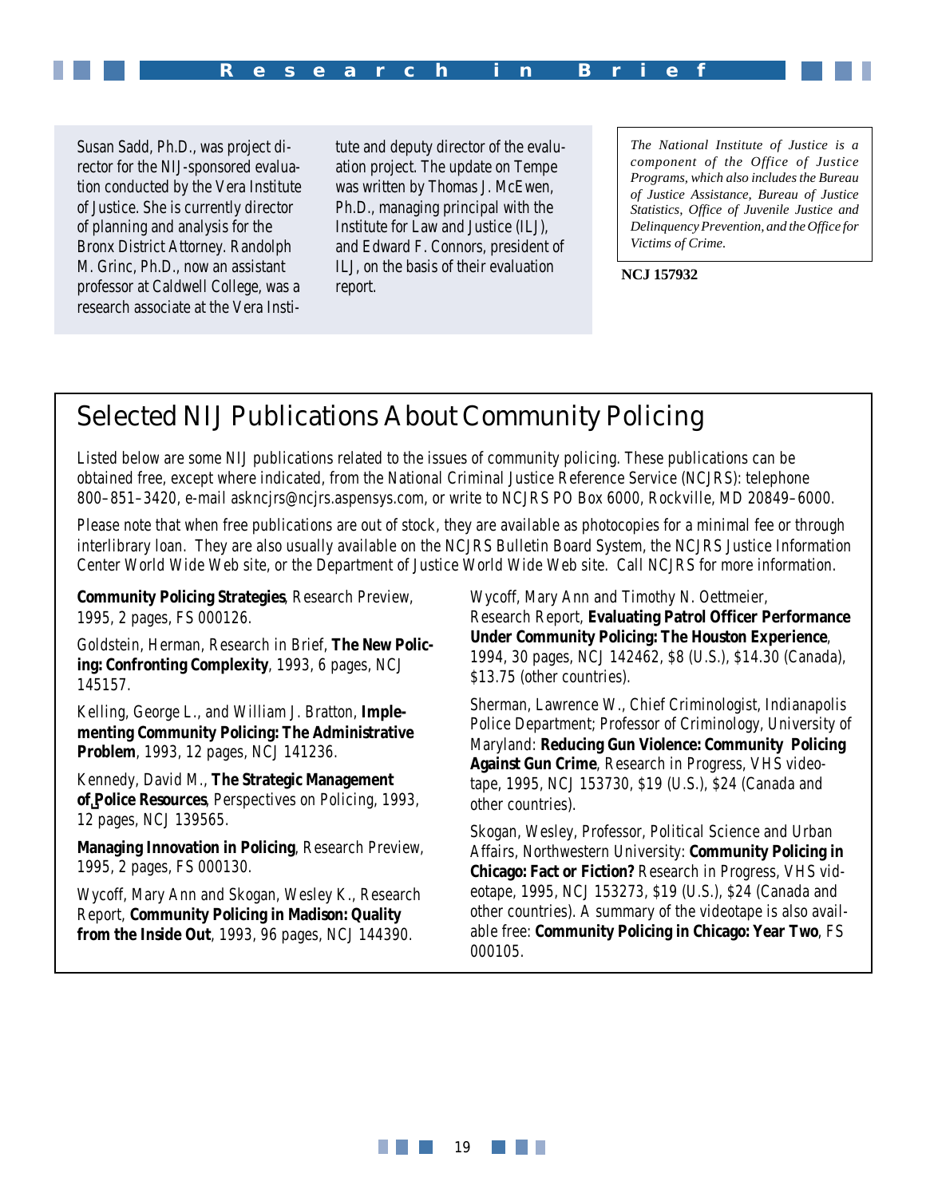Susan Sadd, Ph.D., was project director for the NIJ-sponsored evaluation conducted by the Vera Institute of Justice. She is currently director of planning and analysis for the Bronx District Attorney. Randolph M. Grinc, Ph.D., now an assistant professor at Caldwell College, was a research associate at the Vera Institute and deputy director of the evaluation project. The update on Tempe was written by Thomas J. McEwen, Ph.D., managing principal with the Institute for Law and Justice (ILJ), and Edward F. Connors, president of ILJ, on the basis of their evaluation report.

*The National Institute of Justice is a component of the Office of Justice Programs, which also includes the Bureau of Justice Assistance, Bureau of Justice Statistics, Office of Juvenile Justice and Delinquency Prevention, and the Office for Victims of Crime.*

**NCJ 157932**

## Selected NIJ Publications About Community Policing

Listed below are some NIJ publications related to the issues of community policing. These publications can be obtained free, except where indicated, from the National Criminal Justice Reference Service (NCJRS): telephone 800–851–3420, e-mail askncjrs@ncjrs.aspensys.com, or write to NCJRS PO Box 6000, Rockville, MD 20849–6000.

Please note that when free publications are out of stock, they are available as photocopies for a minimal fee or through interlibrary loan. They are also usually available on the NCJRS Bulletin Board System, the NCJRS Justice Information Center World Wide Web site, or the Department of Justice World Wide Web site. Call NCJRS for more information.

**Community Policing Strategies**, Research Preview, 1995, 2 pages, FS 000126.

Goldstein, Herman, Research in Brief, **The New Policing: Confronting Complexity**, 1993, 6 pages, NCJ 145157.

Kelling, George L., and William J. Bratton, **Implementing Community Policing: The Administrative Problem**, 1993, 12 pages, NCJ 141236.

Kennedy, David M., **The Strategic Management of Police Resources**, Perspectives on Policing, 1993, 12 pages, NCJ 139565.

**Managing Innovation in Policing**, Research Preview, 1995, 2 pages, FS 000130.

Wycoff, Mary Ann and Skogan, Wesley K., Research Report, **Community Policing in Madison: Quality from the Inside Out**, 1993, 96 pages, NCJ 144390.

Wycoff, Mary Ann and Timothy N. Oettmeier, Research Report, **Evaluating Patrol Officer Performance Under Community Policing: The Houston Experience**, 1994, 30 pages, NCJ 142462, $8 (U.S.), $14.30 (Canada), $13.75 (other countries).

Sherman, Lawrence W., Chief Criminologist, Indianapolis Police Department; Professor of Criminology, University of Maryland: **Reducing Gun Violence: Community Policing Against Gun Crime**, Research in Progress, VHS videotape, 1995, NCJ 153730, $19 (U.S.), $24 (Canada and other countries).

Skogan, Wesley, Professor, Political Science and Urban Affairs, Northwestern University: **Community Policing in Chicago: Fact or Fiction?** Research in Progress, VHS videotape, 1995, NCJ 153273, $19 (U.S.), $24 (Canada and other countries). A summary of the videotape is also available free: **Community Policing in Chicago: Year Two**, FS 000105.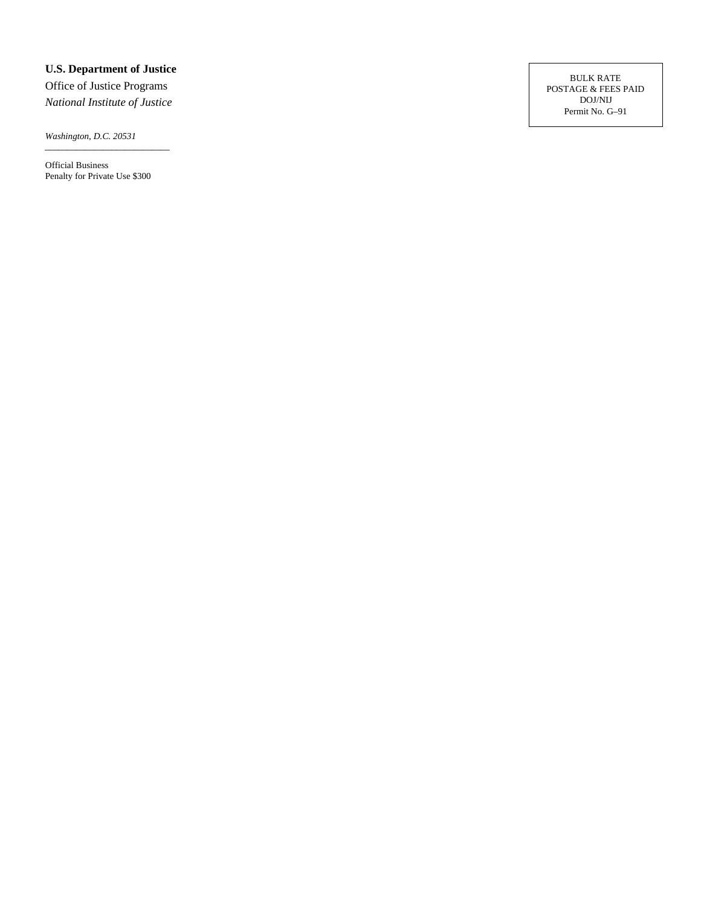**U.S. Department of Justice**

Office of Justice Programs

*National Institute of Justice*

*Washington, D.C. 20531*

Official Business
Penalty for Private Use $300

BULK RATE
POSTAGE & FEES PAID
DOJ/NIJ
Permit No. G–91